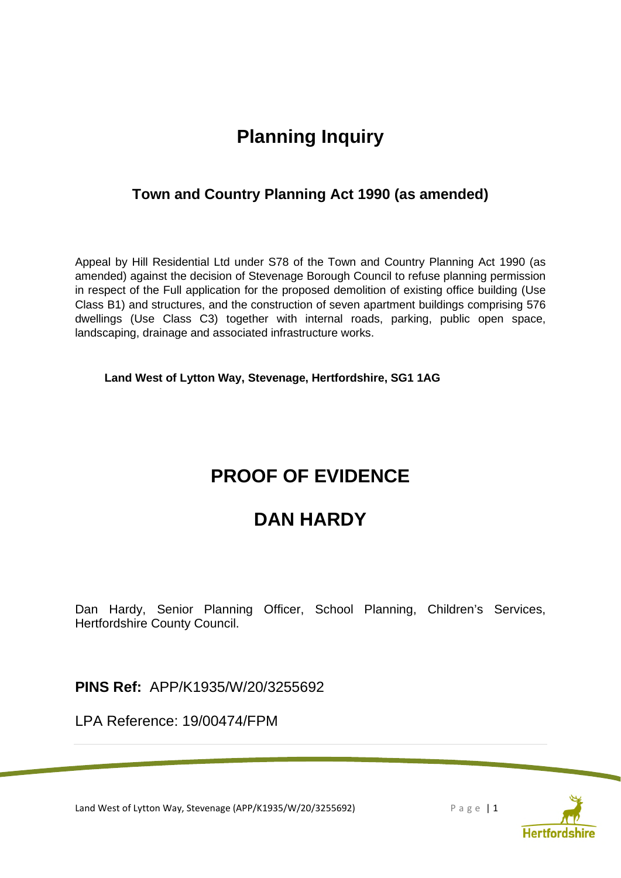# Planning Inquiry

## Town and Country Planning Act 1990 (as amended)

Appeal by Hill Residential Ltd under S78 of the Town and Country Planning Act 1990 (as amended) against the decision of Stevenage Borough Council to refuse planning permission in respect of the Full application for the proposed demolition of existing office building (Use Class B1) and structures, and the construction of seven apartment buildings comprising 576 dwellings (Use Class C3) together with internal roads, parking, public open space, landscaping, drainage and associated infrastructure works.

**Land West of Lytton Way, Stevenage, Hertfordshire, SG1 1AG**

# PROOF OF EVIDENCE

# DAN HARDY

Dan Hardy, Senior Planning Officer, School Planning, Children's Services, Hertfordshire County Council.

**PINS Ref:** APP/K1935/W/20/3255692

LPA Reference: 19/00474/FPM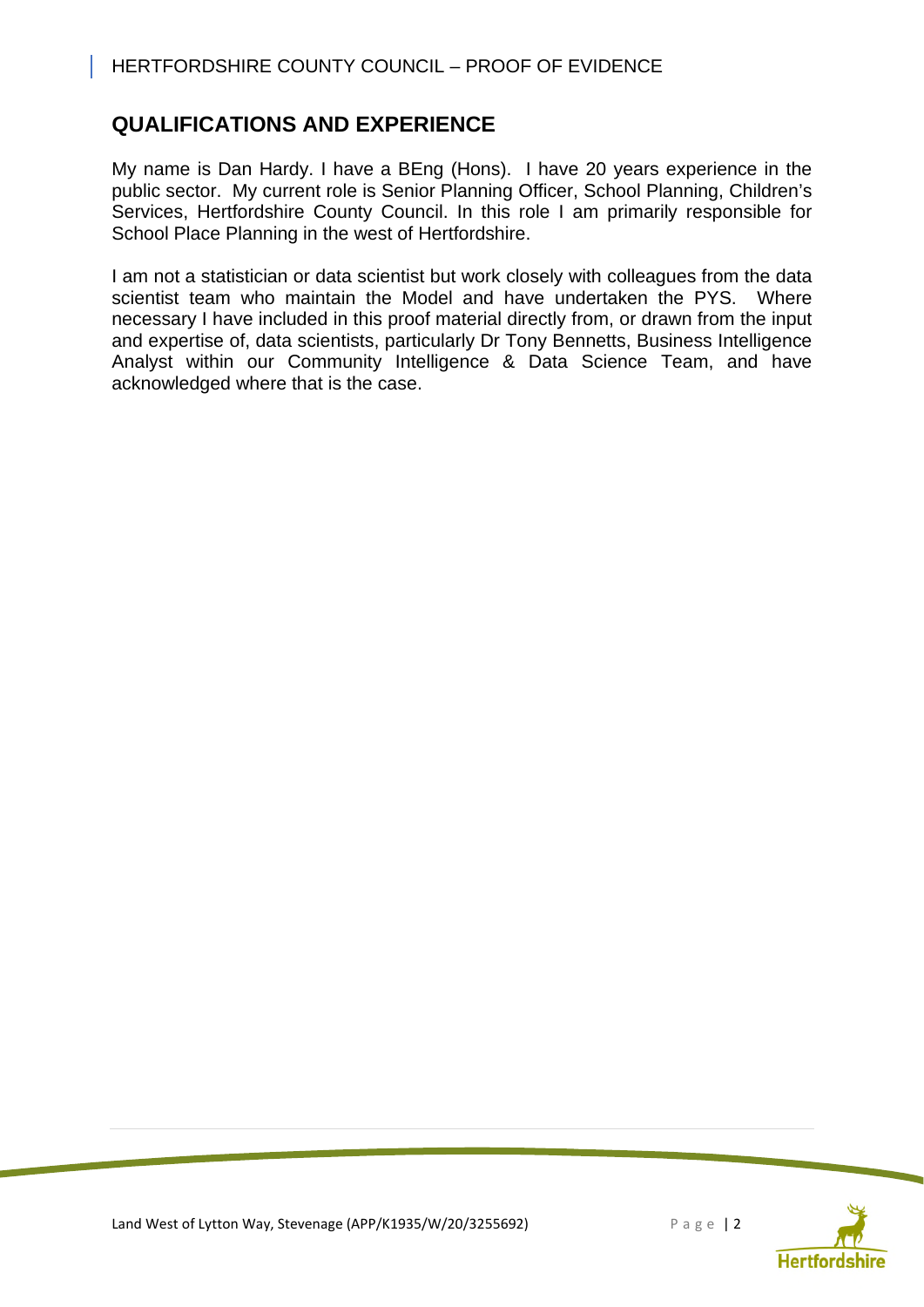## QUALIFICATIONS AND EXPERIENCE

My name is Dan Hardy. I have a BEng (Hons). I have 20 years experience in the public sector. My current role is Senior Planning Officer, School Planning, Children's Services, Hertfordshire County Council. In this role I am primarily responsible for School Place Planning in the west of Hertfordshire.

I am not a statistician or data scientist but work closely with colleagues from the data scientist team who maintain the Model and have undertaken the PYS. Where necessary I have included in this proof material directly from, or drawn from the input and expertise of, data scientists, particularly Dr Tony Bennetts, Business Intelligence Analyst within our Community Intelligence & Data Science Team, and have acknowledged where that is the case.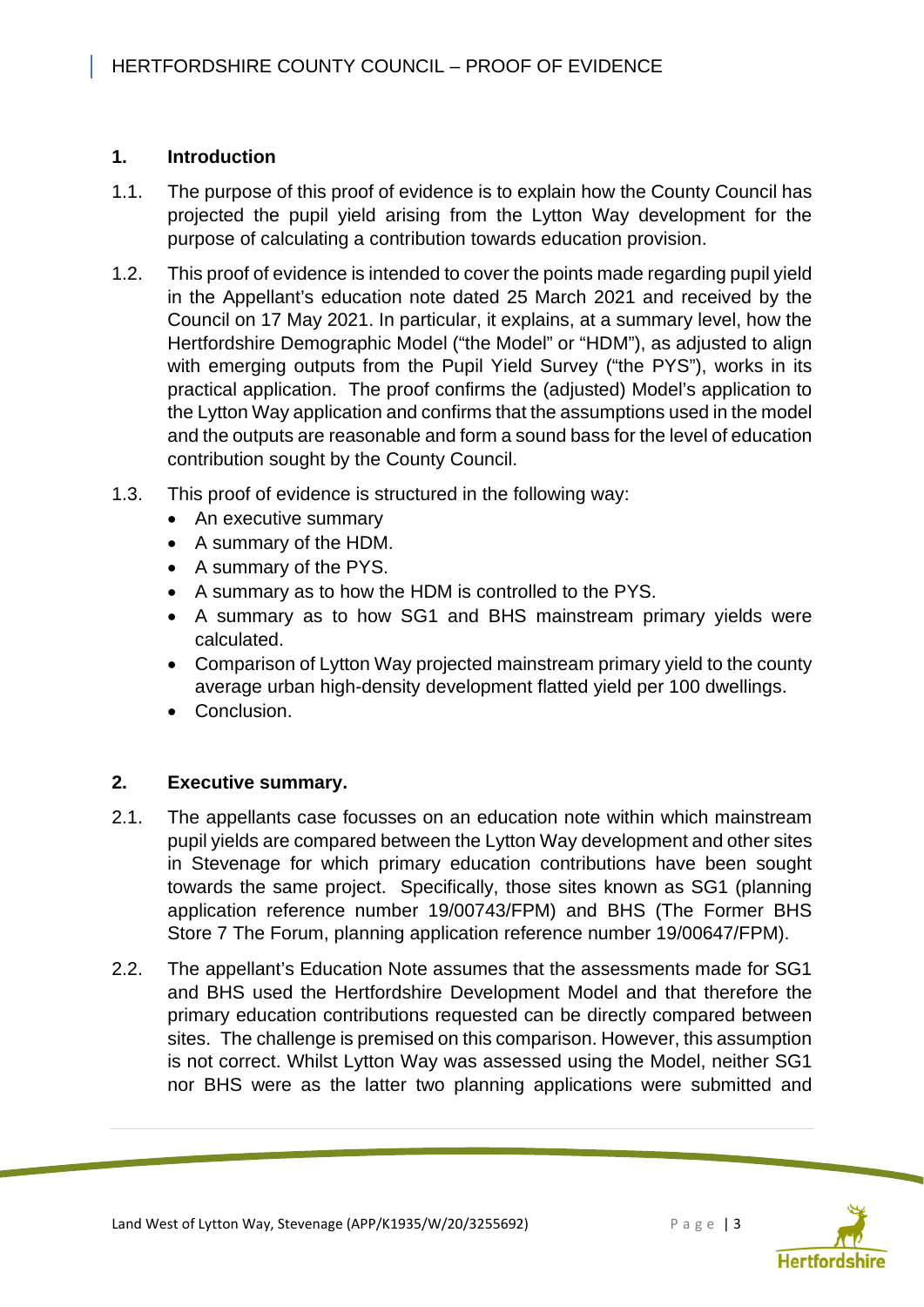## 1. Introduction

1.1. The purpose of this proof of evidence is to explain how the County Council has projected the pupil yield arising from the Lytton Way development for the purpose of calculating a contribution towards education provision.

1.2. This proof of evidence is intended to cover the points made regarding pupil yield in the Appellant's education note dated 25 March 2021 and received by the Council on 17 May 2021. In particular, it explains, at a summary level, how the Hertfordshire Demographic Model ("the Model" or "HDM"), as adjusted to align with emerging outputs from the Pupil Yield Survey ("the PYS"), works in its practical application. The proof confirms the (adjusted) Model's application to the Lytton Way application and confirms that the assumptions used in the model and the outputs are reasonable and form a sound bass for the level of education contribution sought by the County Council.

1.3. This proof of evidence is structured in the following way:

- An executive summary
- A summary of the HDM.
- A summary of the PYS.
- A summary as to how the HDM is controlled to the PYS.
- A summary as to how SG1 and BHS mainstream primary yields were calculated.
- Comparison of Lytton Way projected mainstream primary yield to the county average urban high-density development flatted yield per 100 dwellings.
- Conclusion.

## 2. Executive summary.

2.1. The appellants case focusses on an education note within which mainstream pupil yields are compared between the Lytton Way development and other sites in Stevenage for which primary education contributions have been sought towards the same project. Specifically, those sites known as SG1 (planning application reference number 19/00743/FPM) and BHS (The Former BHS Store 7 The Forum, planning application reference number 19/00647/FPM).

2.2. The appellant's Education Note assumes that the assessments made for SG1 and BHS used the Hertfordshire Development Model and that therefore the primary education contributions requested can be directly compared between sites. The challenge is premised on this comparison. However, this assumption is not correct. Whilst Lytton Way was assessed using the Model, neither SG1 nor BHS were as the latter two planning applications were submitted and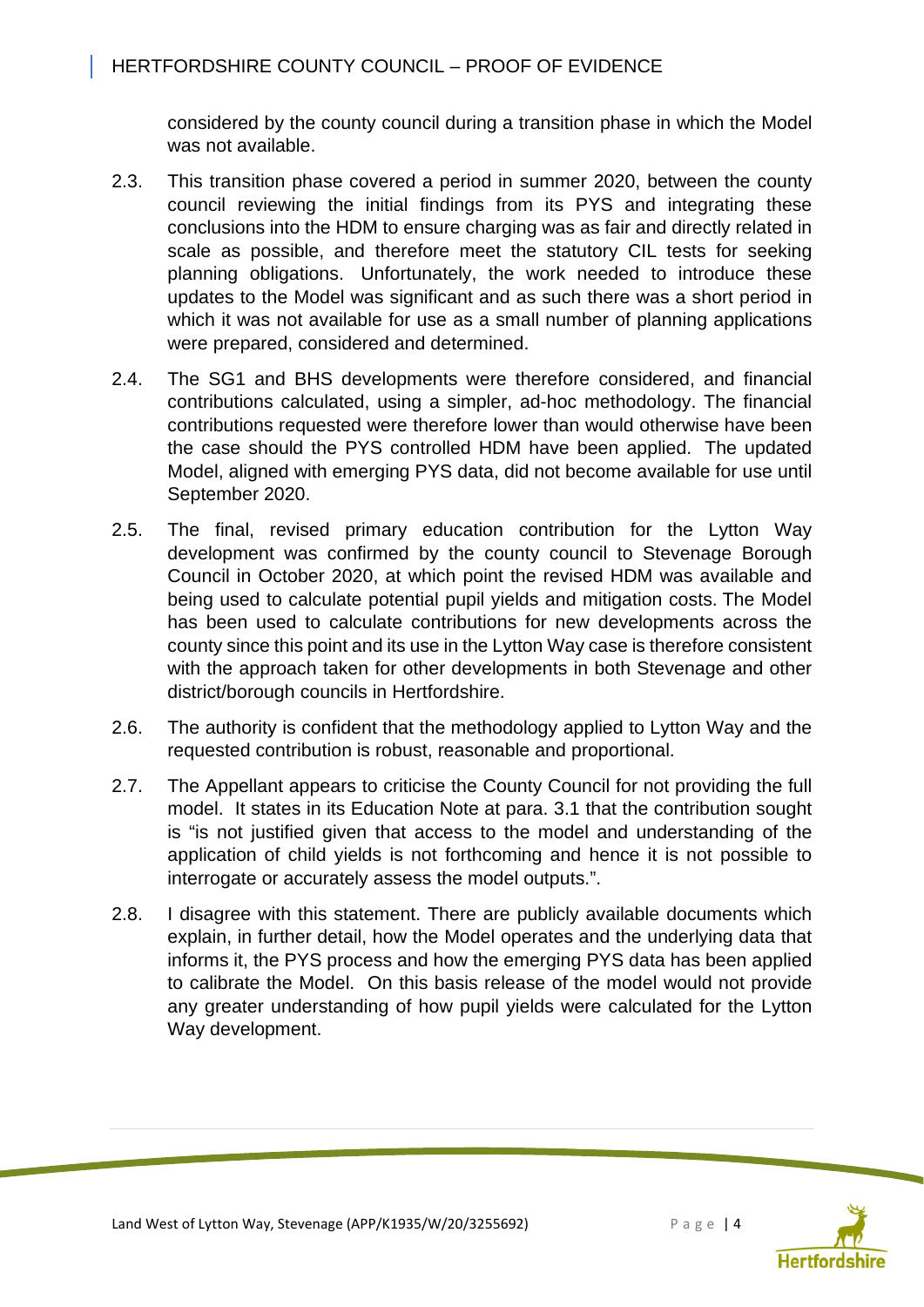considered by the county council during a transition phase in which the Model was not available.

2.3. This transition phase covered a period in summer 2020, between the county council reviewing the initial findings from its PYS and integrating these conclusions into the HDM to ensure charging was as fair and directly related in scale as possible, and therefore meet the statutory CIL tests for seeking planning obligations. Unfortunately, the work needed to introduce these updates to the Model was significant and as such there was a short period in which it was not available for use as a small number of planning applications were prepared, considered and determined.

2.4. The SG1 and BHS developments were therefore considered, and financial contributions calculated, using a simpler, ad-hoc methodology. The financial contributions requested were therefore lower than would otherwise have been the case should the PYS controlled HDM have been applied. The updated Model, aligned with emerging PYS data, did not become available for use until September 2020.

2.5. The final, revised primary education contribution for the Lytton Way development was confirmed by the county council to Stevenage Borough Council in October 2020, at which point the revised HDM was available and being used to calculate potential pupil yields and mitigation costs. The Model has been used to calculate contributions for new developments across the county since this point and its use in the Lytton Way case is therefore consistent with the approach taken for other developments in both Stevenage and other district/borough councils in Hertfordshire.

2.6. The authority is confident that the methodology applied to Lytton Way and the requested contribution is robust, reasonable and proportional.

2.7. The Appellant appears to criticise the County Council for not providing the full model. It states in its Education Note at para. 3.1 that the contribution sought is "is not justified given that access to the model and understanding of the application of child yields is not forthcoming and hence it is not possible to interrogate or accurately assess the model outputs.".

2.8. I disagree with this statement. There are publicly available documents which explain, in further detail, how the Model operates and the underlying data that informs it, the PYS process and how the emerging PYS data has been applied to calibrate the Model. On this basis release of the model would not provide any greater understanding of how pupil yields were calculated for the Lytton Way development.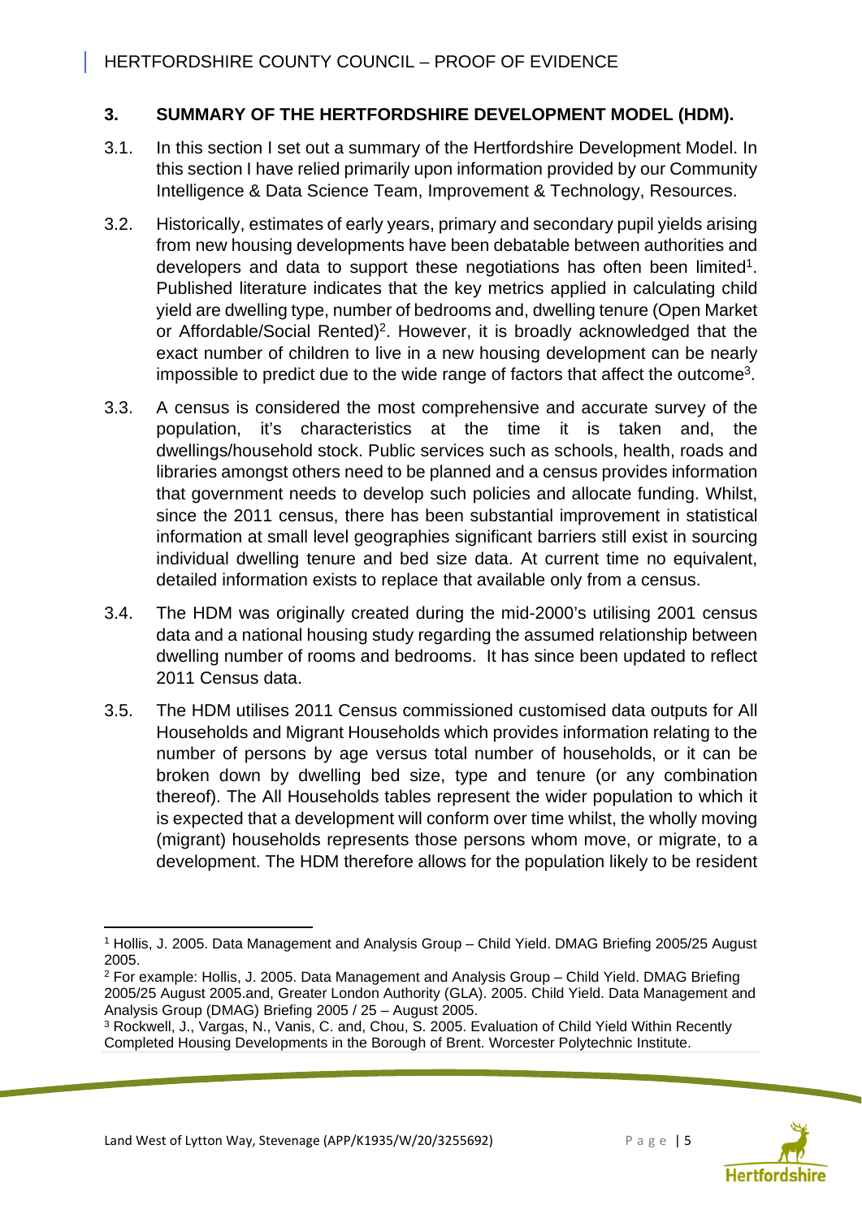## 3. SUMMARY OF THE HERTFORDSHIRE DEVELOPMENT MODEL (HDM).

3.1. In this section I set out a summary of the Hertfordshire Development Model. In this section I have relied primarily upon information provided by our Community Intelligence & Data Science Team, Improvement & Technology, Resources.

3.2. Historically, estimates of early years, primary and secondary pupil yields arising from new housing developments have been debatable between authorities and developers and data to support these negotiations has often been limited[1]. Published literature indicates that the key metrics applied in calculating child yield are dwelling type, number of bedrooms and, dwelling tenure (Open Market or Affordable/Social Rented)[2]. However, it is broadly acknowledged that the exact number of children to live in a new housing development can be nearly impossible to predict due to the wide range of factors that affect the outcome[3].

3.3. A census is considered the most comprehensive and accurate survey of the population, it's characteristics at the time it is taken and, the dwellings/household stock. Public services such as schools, health, roads and libraries amongst others need to be planned and a census provides information that government needs to develop such policies and allocate funding. Whilst, since the 2011 census, there has been substantial improvement in statistical information at small level geographies significant barriers still exist in sourcing individual dwelling tenure and bed size data. At current time no equivalent, detailed information exists to replace that available only from a census.

3.4. The HDM was originally created during the mid-2000's utilising 2001 census data and a national housing study regarding the assumed relationship between dwelling number of rooms and bedrooms. It has since been updated to reflect 2011 Census data.

3.5. The HDM utilises 2011 Census commissioned customised data outputs for All Households and Migrant Households which provides information relating to the number of persons by age versus total number of households, or it can be broken down by dwelling bed size, type and tenure (or any combination thereof). The All Households tables represent the wider population to which it is expected that a development will conform over time whilst, the wholly moving (migrant) households represents those persons whom move, or migrate, to a development. The HDM therefore allows for the population likely to be resident

---

[1] Hollis, J. 2005. Data Management and Analysis Group – Child Yield. DMAG Briefing 2005/25 August 2005.

[2] For example: Hollis, J. 2005. Data Management and Analysis Group – Child Yield. DMAG Briefing 2005/25 August 2005.and, Greater London Authority (GLA). 2005. Child Yield. Data Management and Analysis Group (DMAG) Briefing 2005 / 25 – August 2005.

[3] Rockwell, J., Vargas, N., Vanis, C. and, Chou, S. 2005. Evaluation of Child Yield Within Recently Completed Housing Developments in the Borough of Brent. Worcester Polytechnic Institute.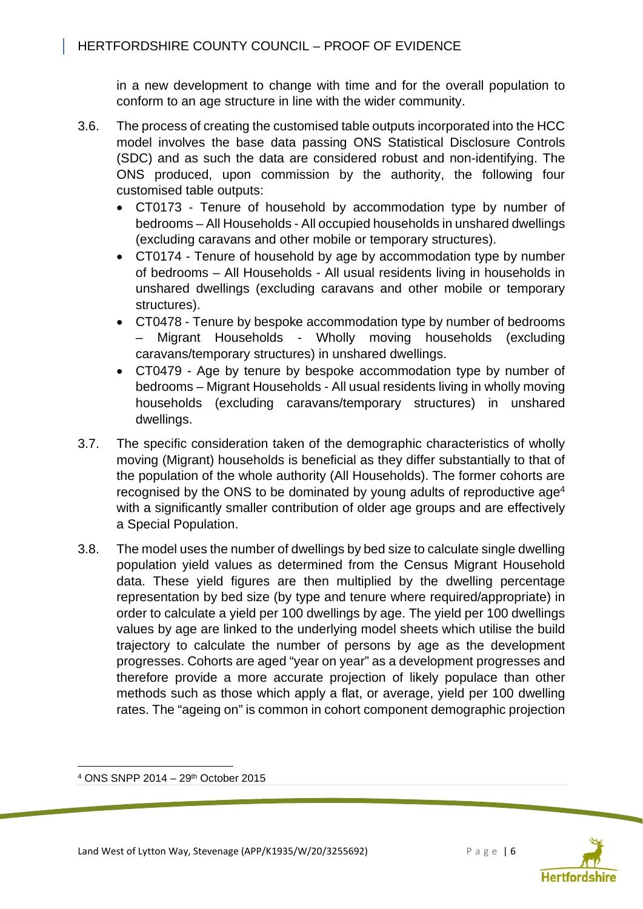in a new development to change with time and for the overall population to conform to an age structure in line with the wider community.

3.6. The process of creating the customised table outputs incorporated into the HCC model involves the base data passing ONS Statistical Disclosure Controls (SDC) and as such the data are considered robust and non-identifying. The ONS produced, upon commission by the authority, the following four customised table outputs:

- CT0173 - Tenure of household by accommodation type by number of bedrooms – All Households - All occupied households in unshared dwellings (excluding caravans and other mobile or temporary structures).
- CT0174 - Tenure of household by age by accommodation type by number of bedrooms – All Households - All usual residents living in households in unshared dwellings (excluding caravans and other mobile or temporary structures).
- CT0478 - Tenure by bespoke accommodation type by number of bedrooms – Migrant Households - Wholly moving households (excluding caravans/temporary structures) in unshared dwellings.
- CT0479 - Age by tenure by bespoke accommodation type by number of bedrooms – Migrant Households - All usual residents living in wholly moving households (excluding caravans/temporary structures) in unshared dwellings.

3.7. The specific consideration taken of the demographic characteristics of wholly moving (Migrant) households is beneficial as they differ substantially to that of the population of the whole authority (All Households). The former cohorts are recognised by the ONS to be dominated by young adults of reproductive age[4] with a significantly smaller contribution of older age groups and are effectively a Special Population.

3.8. The model uses the number of dwellings by bed size to calculate single dwelling population yield values as determined from the Census Migrant Household data. These yield figures are then multiplied by the dwelling percentage representation by bed size (by type and tenure where required/appropriate) in order to calculate a yield per 100 dwellings by age. The yield per 100 dwellings values by age are linked to the underlying model sheets which utilise the build trajectory to calculate the number of persons by age as the development progresses. Cohorts are aged "year on year" as a development progresses and therefore provide a more accurate projection of likely populace than other methods such as those which apply a flat, or average, yield per 100 dwelling rates. The "ageing on" is common in cohort component demographic projection

[4] ONS SNPP 2014 – 29th October 2015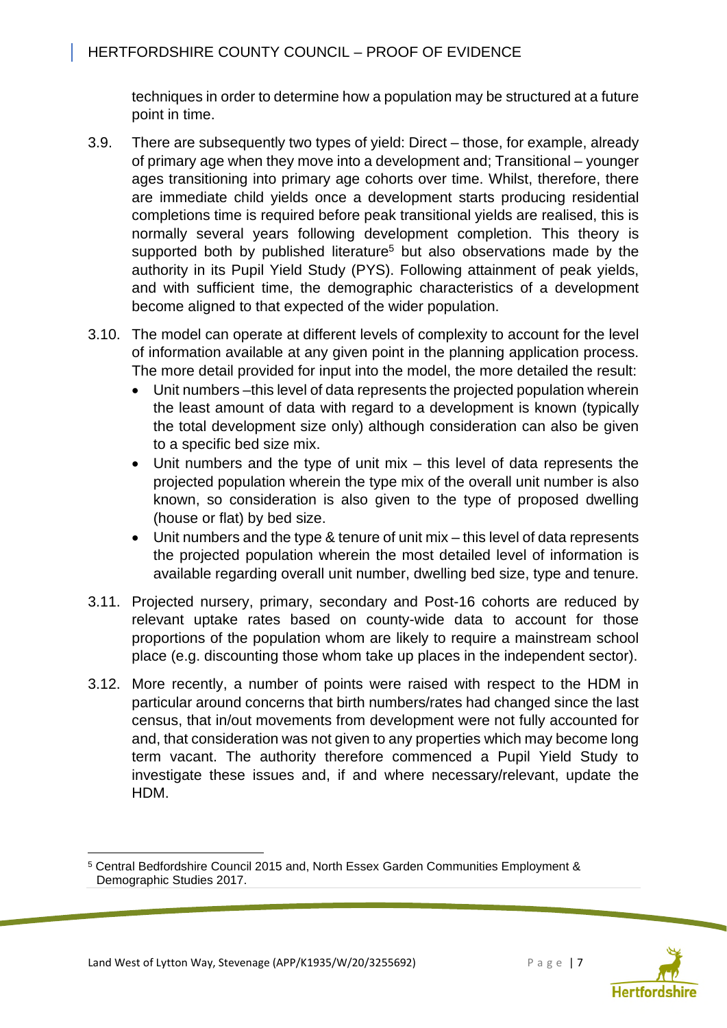techniques in order to determine how a population may be structured at a future point in time.

3.9. There are subsequently two types of yield: Direct – those, for example, already of primary age when they move into a development and; Transitional – younger ages transitioning into primary age cohorts over time. Whilst, therefore, there are immediate child yields once a development starts producing residential completions time is required before peak transitional yields are realised, this is normally several years following development completion. This theory is supported both by published literature[5] but also observations made by the authority in its Pupil Yield Study (PYS). Following attainment of peak yields, and with sufficient time, the demographic characteristics of a development become aligned to that expected of the wider population.

3.10. The model can operate at different levels of complexity to account for the level of information available at any given point in the planning application process. The more detail provided for input into the model, the more detailed the result:

- Unit numbers –this level of data represents the projected population wherein the least amount of data with regard to a development is known (typically the total development size only) although consideration can also be given to a specific bed size mix.
- Unit numbers and the type of unit mix – this level of data represents the projected population wherein the type mix of the overall unit number is also known, so consideration is also given to the type of proposed dwelling (house or flat) by bed size.
- Unit numbers and the type & tenure of unit mix – this level of data represents the projected population wherein the most detailed level of information is available regarding overall unit number, dwelling bed size, type and tenure.

3.11. Projected nursery, primary, secondary and Post-16 cohorts are reduced by relevant uptake rates based on county-wide data to account for those proportions of the population whom are likely to require a mainstream school place (e.g. discounting those whom take up places in the independent sector).

3.12. More recently, a number of points were raised with respect to the HDM in particular around concerns that birth numbers/rates had changed since the last census, that in/out movements from development were not fully accounted for and, that consideration was not given to any properties which may become long term vacant. The authority therefore commenced a Pupil Yield Study to investigate these issues and, if and where necessary/relevant, update the HDM.

[5] Central Bedfordshire Council 2015 and, North Essex Garden Communities Employment & Demographic Studies 2017.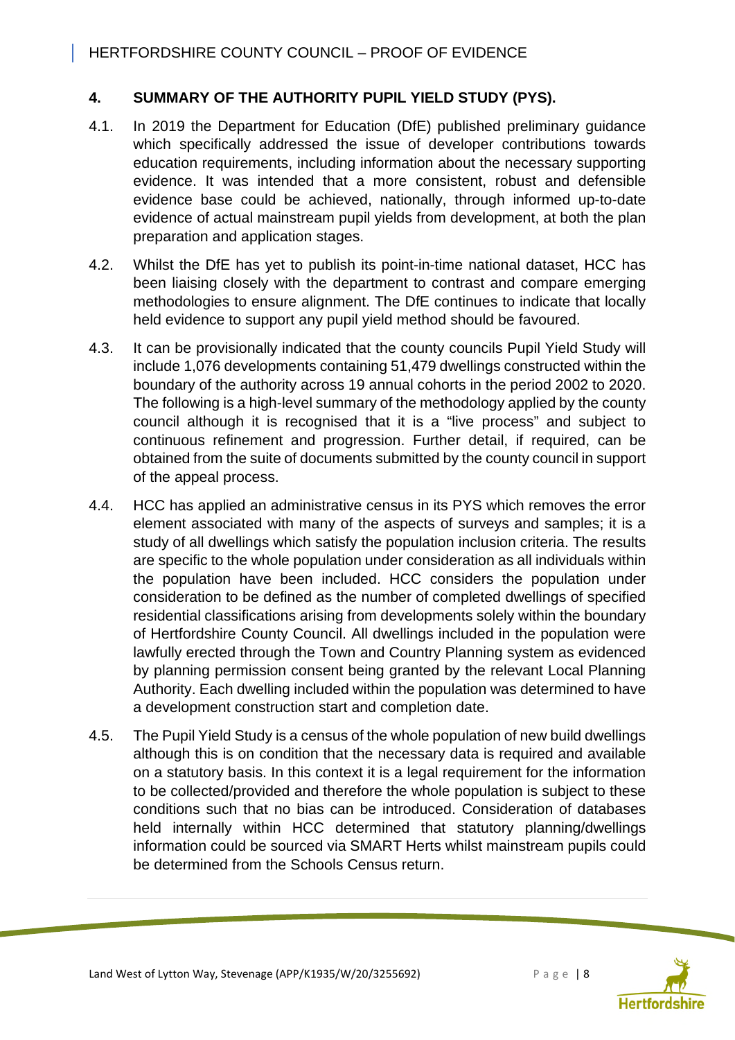## 4. SUMMARY OF THE AUTHORITY PUPIL YIELD STUDY (PYS).

4.1. In 2019 the Department for Education (DfE) published preliminary guidance which specifically addressed the issue of developer contributions towards education requirements, including information about the necessary supporting evidence. It was intended that a more consistent, robust and defensible evidence base could be achieved, nationally, through informed up-to-date evidence of actual mainstream pupil yields from development, at both the plan preparation and application stages.

4.2. Whilst the DfE has yet to publish its point-in-time national dataset, HCC has been liaising closely with the department to contrast and compare emerging methodologies to ensure alignment. The DfE continues to indicate that locally held evidence to support any pupil yield method should be favoured.

4.3. It can be provisionally indicated that the county councils Pupil Yield Study will include 1,076 developments containing 51,479 dwellings constructed within the boundary of the authority across 19 annual cohorts in the period 2002 to 2020. The following is a high-level summary of the methodology applied by the county council although it is recognised that it is a "live process" and subject to continuous refinement and progression. Further detail, if required, can be obtained from the suite of documents submitted by the county council in support of the appeal process.

4.4. HCC has applied an administrative census in its PYS which removes the error element associated with many of the aspects of surveys and samples; it is a study of all dwellings which satisfy the population inclusion criteria. The results are specific to the whole population under consideration as all individuals within the population have been included. HCC considers the population under consideration to be defined as the number of completed dwellings of specified residential classifications arising from developments solely within the boundary of Hertfordshire County Council. All dwellings included in the population were lawfully erected through the Town and Country Planning system as evidenced by planning permission consent being granted by the relevant Local Planning Authority. Each dwelling included within the population was determined to have a development construction start and completion date.

4.5. The Pupil Yield Study is a census of the whole population of new build dwellings although this is on condition that the necessary data is required and available on a statutory basis. In this context it is a legal requirement for the information to be collected/provided and therefore the whole population is subject to these conditions such that no bias can be introduced. Consideration of databases held internally within HCC determined that statutory planning/dwellings information could be sourced via SMART Herts whilst mainstream pupils could be determined from the Schools Census return.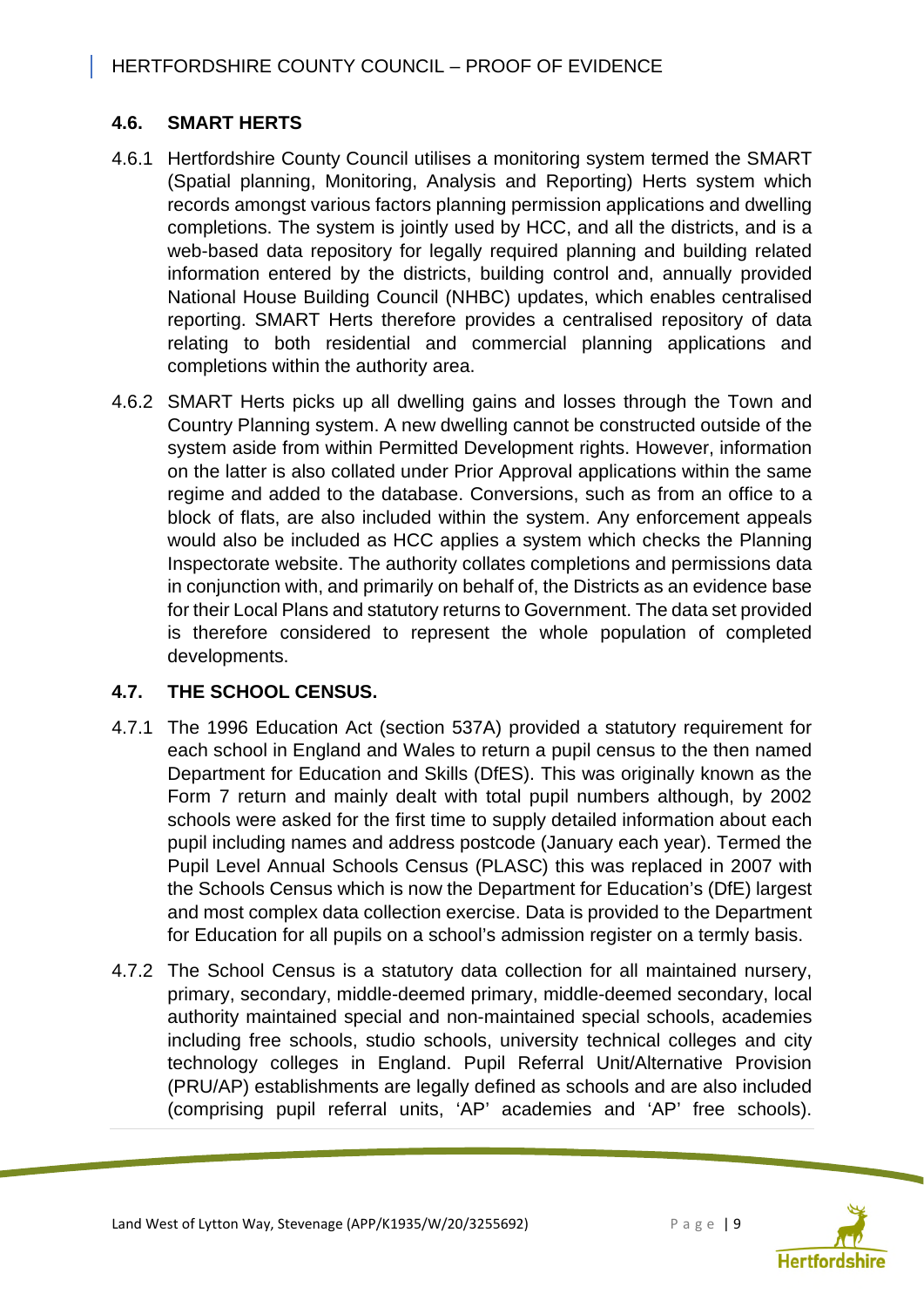## 4.6. SMART HERTS

4.6.1 Hertfordshire County Council utilises a monitoring system termed the SMART (Spatial planning, Monitoring, Analysis and Reporting) Herts system which records amongst various factors planning permission applications and dwelling completions. The system is jointly used by HCC, and all the districts, and is a web-based data repository for legally required planning and building related information entered by the districts, building control and, annually provided National House Building Council (NHBC) updates, which enables centralised reporting. SMART Herts therefore provides a centralised repository of data relating to both residential and commercial planning applications and completions within the authority area.

4.6.2 SMART Herts picks up all dwelling gains and losses through the Town and Country Planning system. A new dwelling cannot be constructed outside of the system aside from within Permitted Development rights. However, information on the latter is also collated under Prior Approval applications within the same regime and added to the database. Conversions, such as from an office to a block of flats, are also included within the system. Any enforcement appeals would also be included as HCC applies a system which checks the Planning Inspectorate website. The authority collates completions and permissions data in conjunction with, and primarily on behalf of, the Districts as an evidence base for their Local Plans and statutory returns to Government. The data set provided is therefore considered to represent the whole population of completed developments.

## 4.7. THE SCHOOL CENSUS.

4.7.1 The 1996 Education Act (section 537A) provided a statutory requirement for each school in England and Wales to return a pupil census to the then named Department for Education and Skills (DfES). This was originally known as the Form 7 return and mainly dealt with total pupil numbers although, by 2002 schools were asked for the first time to supply detailed information about each pupil including names and address postcode (January each year). Termed the Pupil Level Annual Schools Census (PLASC) this was replaced in 2007 with the Schools Census which is now the Department for Education's (DfE) largest and most complex data collection exercise. Data is provided to the Department for Education for all pupils on a school's admission register on a termly basis.

4.7.2 The School Census is a statutory data collection for all maintained nursery, primary, secondary, middle-deemed primary, middle-deemed secondary, local authority maintained special and non-maintained special schools, academies including free schools, studio schools, university technical colleges and city technology colleges in England. Pupil Referral Unit/Alternative Provision (PRU/AP) establishments are legally defined as schools and are also included (comprising pupil referral units, 'AP' academies and 'AP' free schools).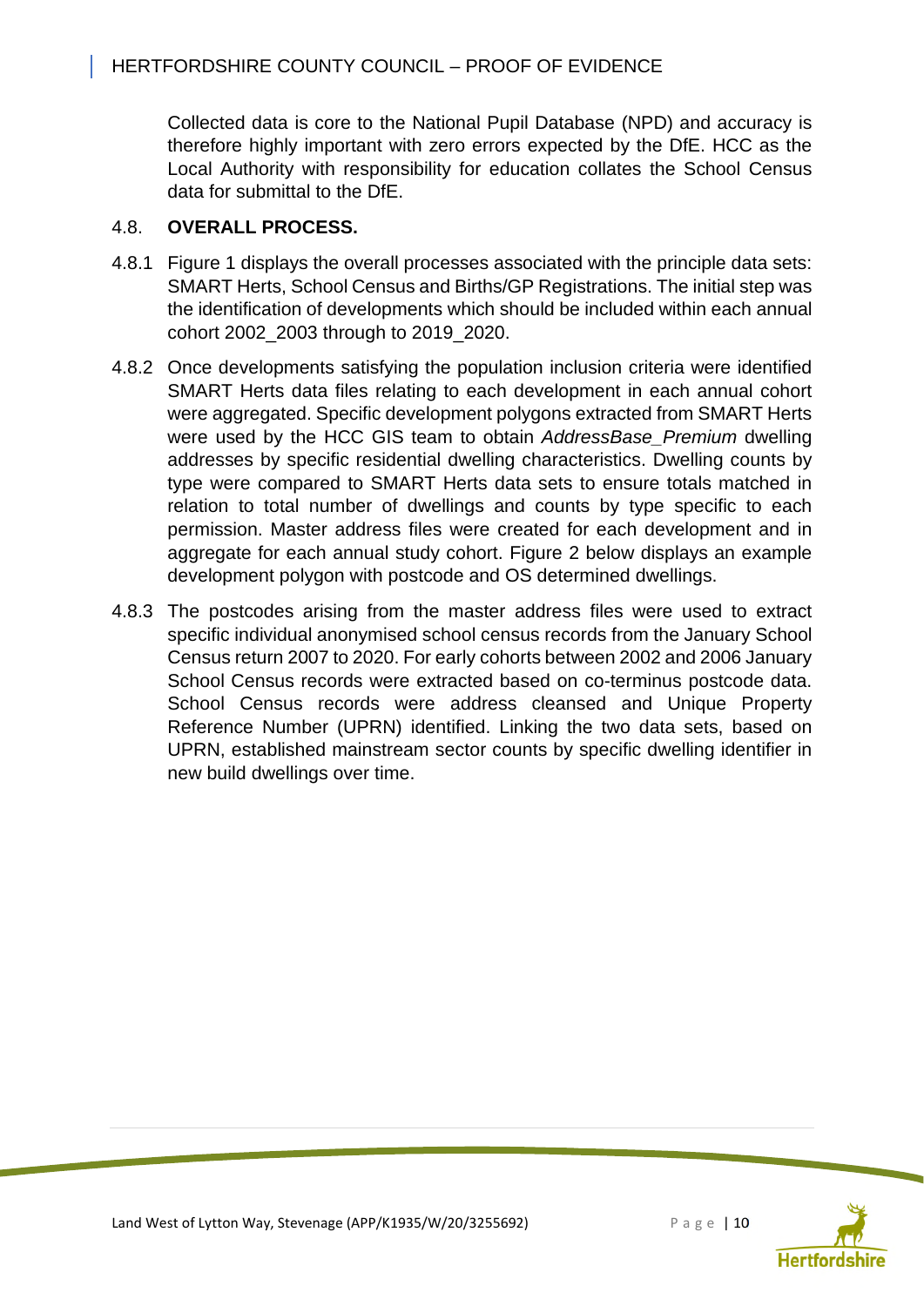Collected data is core to the National Pupil Database (NPD) and accuracy is therefore highly important with zero errors expected by the DfE. HCC as the Local Authority with responsibility for education collates the School Census data for submittal to the DfE.

### 4.8. OVERALL PROCESS.

4.8.1 Figure 1 displays the overall processes associated with the principle data sets: SMART Herts, School Census and Births/GP Registrations. The initial step was the identification of developments which should be included within each annual cohort 2002_2003 through to 2019_2020.

4.8.2 Once developments satisfying the population inclusion criteria were identified SMART Herts data files relating to each development in each annual cohort were aggregated. Specific development polygons extracted from SMART Herts were used by the HCC GIS team to obtain *AddressBase_Premium* dwelling addresses by specific residential dwelling characteristics. Dwelling counts by type were compared to SMART Herts data sets to ensure totals matched in relation to total number of dwellings and counts by type specific to each permission. Master address files were created for each development and in aggregate for each annual study cohort. Figure 2 below displays an example development polygon with postcode and OS determined dwellings.

4.8.3 The postcodes arising from the master address files were used to extract specific individual anonymised school census records from the January School Census return 2007 to 2020. For early cohorts between 2002 and 2006 January School Census records were extracted based on co-terminus postcode data. School Census records were address cleansed and Unique Property Reference Number (UPRN) identified. Linking the two data sets, based on UPRN, established mainstream sector counts by specific dwelling identifier in new build dwellings over time.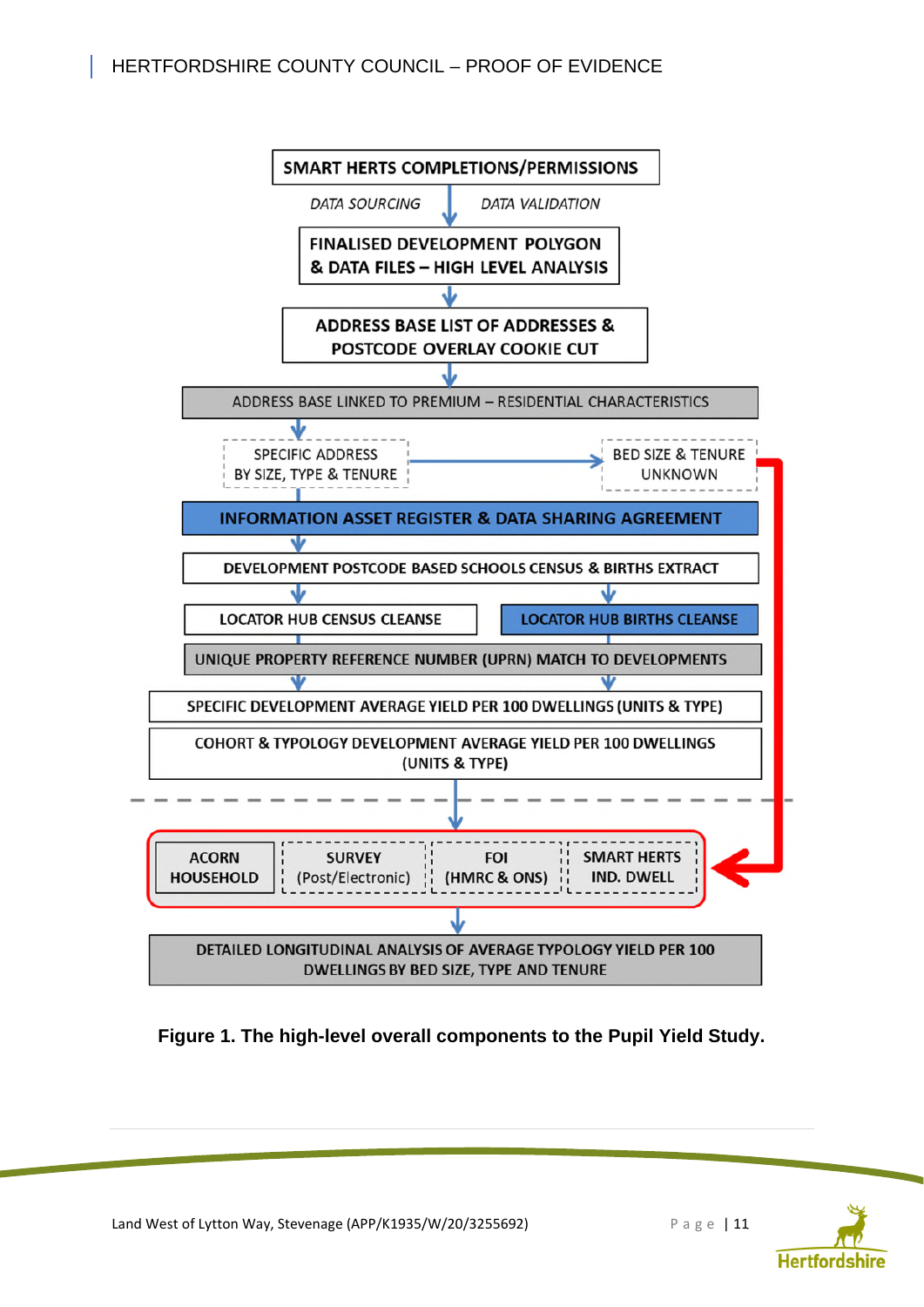SMART HERTS COMPLETIONS/PERMISSIONS

*DATA SOURCING* *DATA VALIDATION*

FINALISED DEVELOPMENT POLYGON & DATA FILES – HIGH LEVEL ANALYSIS

ADDRESS BASE LIST OF ADDRESSES & POSTCODE OVERLAY COOKIE CUT

ADDRESS BASE LINKED TO PREMIUM – RESIDENTIAL CHARACTERISTICS

SPECIFIC ADDRESS BY SIZE, TYPE & TENURE

BED SIZE & TENURE UNKNOWN

INFORMATION ASSET REGISTER & DATA SHARING AGREEMENT

DEVELOPMENT POSTCODE BASED SCHOOLS CENSUS & BIRTHS EXTRACT

LOCATOR HUB CENSUS CLEANSE

LOCATOR HUB BIRTHS CLEANSE

UNIQUE PROPERTY REFERENCE NUMBER (UPRN) MATCH TO DEVELOPMENTS

SPECIFIC DEVELOPMENT AVERAGE YIELD PER 100 DWELLINGS (UNITS & TYPE)

COHORT & TYPOLOGY DEVELOPMENT AVERAGE YIELD PER 100 DWELLINGS (UNITS & TYPE)

ACORN HOUSEHOLD | SURVEY (Post/Electronic) | FOI (HMRC & ONS) | SMART HERTS IND. DWELL

DETAILED LONGITUDINAL ANALYSIS OF AVERAGE TYPOLOGY YIELD PER 100 DWELLINGS BY BED SIZE, TYPE AND TENURE

**Figure 1. The high-level overall components to the Pupil Yield Study.**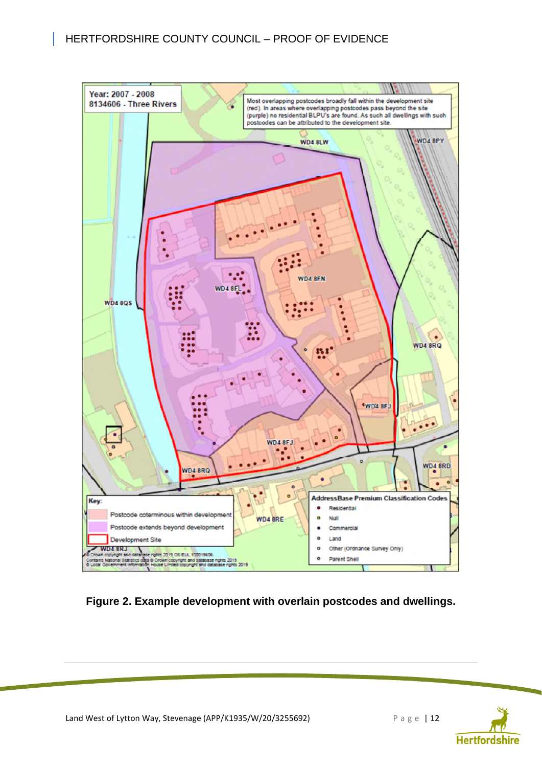**Figure 2. Example development with overlain postcodes and dwellings.**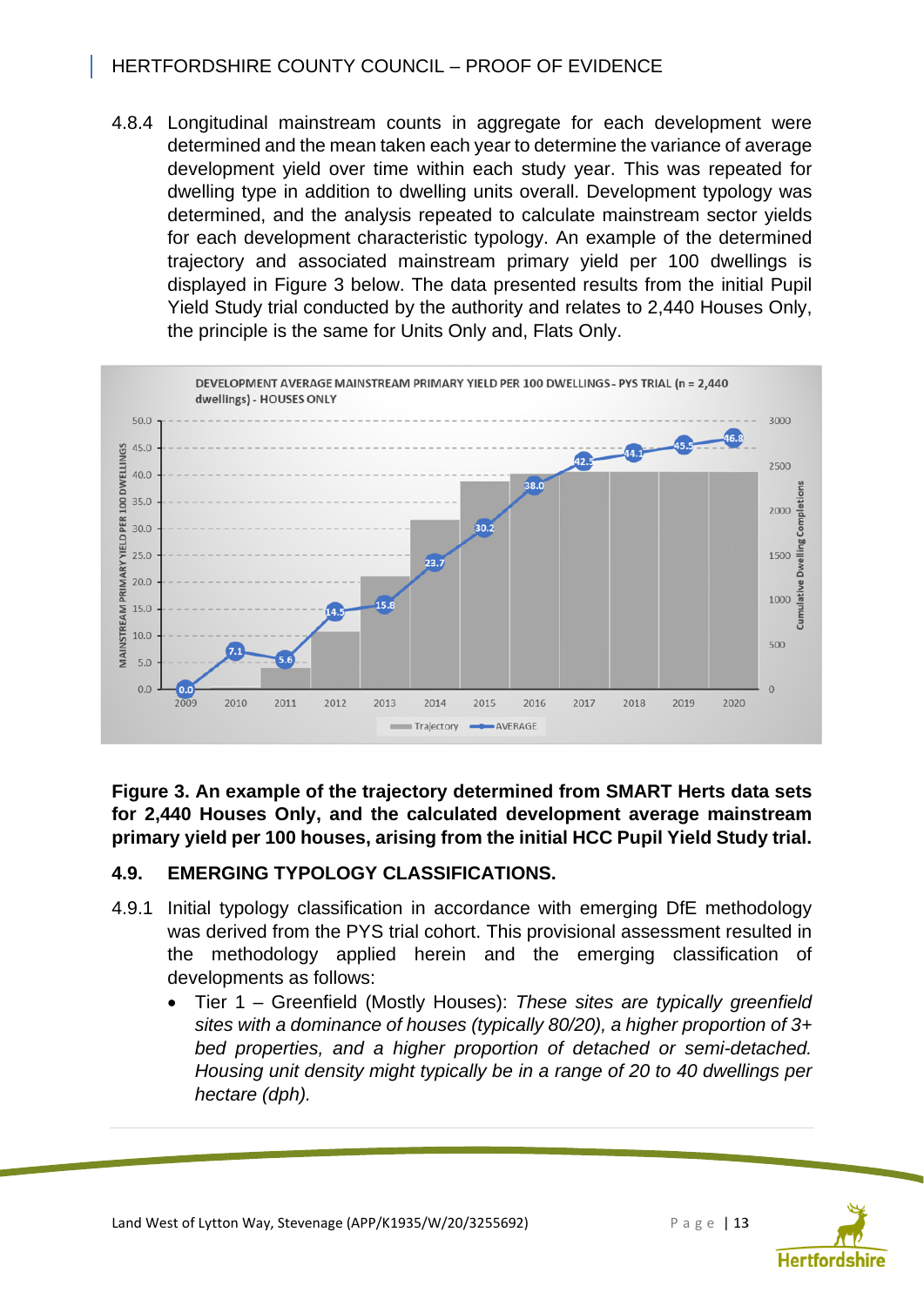4.8.4 Longitudinal mainstream counts in aggregate for each development were determined and the mean taken each year to determine the variance of average development yield over time within each study year. This was repeated for dwelling type in addition to dwelling units overall. Development typology was determined, and the analysis repeated to calculate mainstream sector yields for each development characteristic typology. An example of the determined trajectory and associated mainstream primary yield per 100 dwellings is displayed in Figure 3 below. The data presented results from the initial Pupil Yield Study trial conducted by the authority and relates to 2,440 Houses Only, the principle is the same for Units Only and, Flats Only.

**Figure 3. An example of the trajectory determined from SMART Herts data sets for 2,440 Houses Only, and the calculated development average mainstream primary yield per 100 houses, arising from the initial HCC Pupil Yield Study trial.**

## 4.9. EMERGING TYPOLOGY CLASSIFICATIONS.

4.9.1 Initial typology classification in accordance with emerging DfE methodology was derived from the PYS trial cohort. This provisional assessment resulted in the methodology applied herein and the emerging classification of developments as follows:

- Tier 1 – Greenfield (Mostly Houses): *These sites are typically greenfield sites with a dominance of houses (typically 80/20), a higher proportion of 3+ bed properties, and a higher proportion of detached or semi-detached. Housing unit density might typically be in a range of 20 to 40 dwellings per hectare (dph).*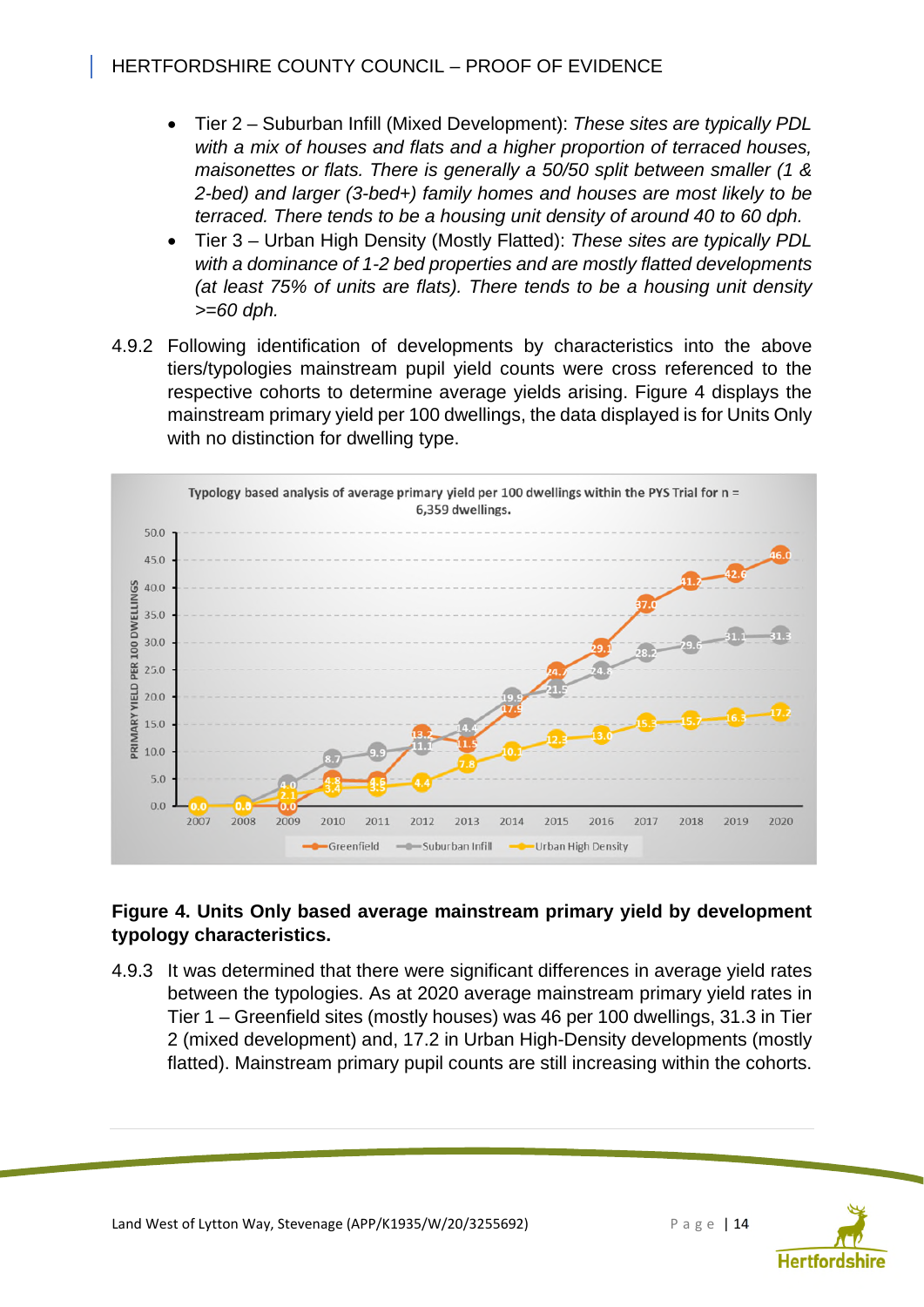- Tier 2 – Suburban Infill (Mixed Development): *These sites are typically PDL with a mix of houses and flats and a higher proportion of terraced houses, maisonettes or flats. There is generally a 50/50 split between smaller (1 & 2-bed) and larger (3-bed+) family homes and houses are most likely to be terraced. There tends to be a housing unit density of around 40 to 60 dph.*
- Tier 3 – Urban High Density (Mostly Flatted): *These sites are typically PDL with a dominance of 1-2 bed properties and are mostly flatted developments (at least 75% of units are flats). There tends to be a housing unit density >=60 dph.*

4.9.2 Following identification of developments by characteristics into the above tiers/typologies mainstream pupil yield counts were cross referenced to the respective cohorts to determine average yields arising. Figure 4 displays the mainstream primary yield per 100 dwellings, the data displayed is for Units Only with no distinction for dwelling type.

**Figure 4. Units Only based average mainstream primary yield by development typology characteristics.**

4.9.3 It was determined that there were significant differences in average yield rates between the typologies. As at 2020 average mainstream primary yield rates in Tier 1 – Greenfield sites (mostly houses) was 46 per 100 dwellings, 31.3 in Tier 2 (mixed development) and, 17.2 in Urban High-Density developments (mostly flatted). Mainstream primary pupil counts are still increasing within the cohorts.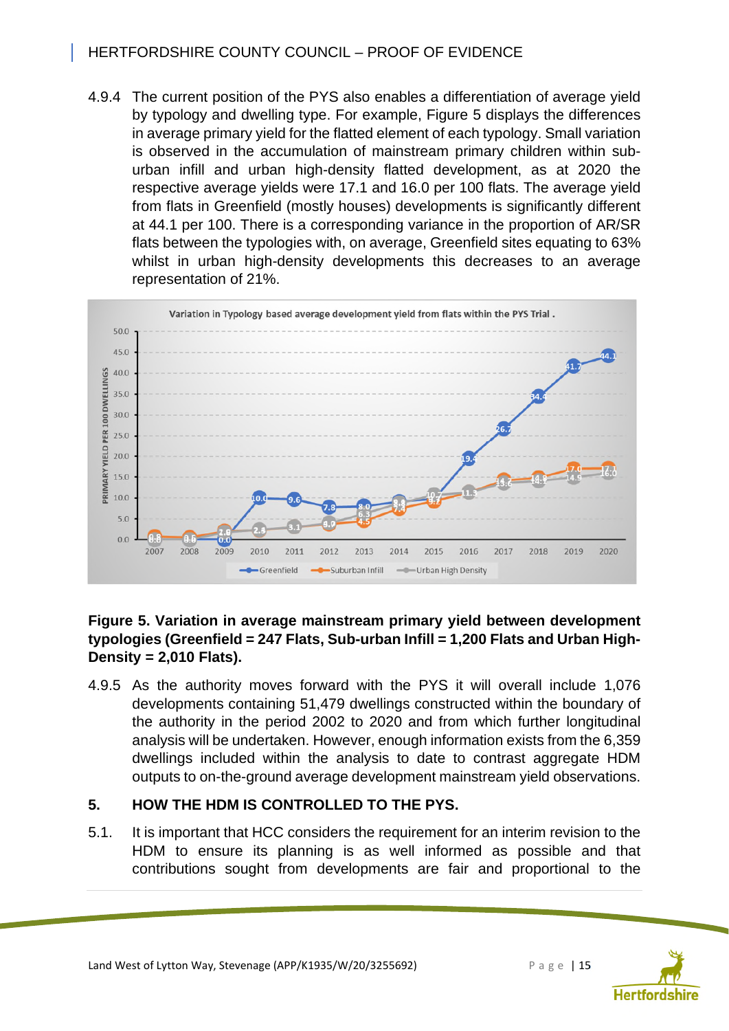4.9.4 The current position of the PYS also enables a differentiation of average yield by typology and dwelling type. For example, Figure 5 displays the differences in average primary yield for the flatted element of each typology. Small variation is observed in the accumulation of mainstream primary children within sub-urban infill and urban high-density flatted development, as at 2020 the respective average yields were 17.1 and 16.0 per 100 flats. The average yield from flats in Greenfield (mostly houses) developments is significantly different at 44.1 per 100. There is a corresponding variance in the proportion of AR/SR flats between the typologies with, on average, Greenfield sites equating to 63% whilst in urban high-density developments this decreases to an average representation of 21%.

**Figure 5. Variation in average mainstream primary yield between development typologies (Greenfield = 247 Flats, Sub-urban Infill = 1,200 Flats and Urban High-Density = 2,010 Flats).**

4.9.5 As the authority moves forward with the PYS it will overall include 1,076 developments containing 51,479 dwellings constructed within the boundary of the authority in the period 2002 to 2020 and from which further longitudinal analysis will be undertaken. However, enough information exists from the 6,359 dwellings included within the analysis to date to contrast aggregate HDM outputs to on-the-ground average development mainstream yield observations.

## 5. HOW THE HDM IS CONTROLLED TO THE PYS.

5.1. It is important that HCC considers the requirement for an interim revision to the HDM to ensure its planning is as well informed as possible and that contributions sought from developments are fair and proportional to the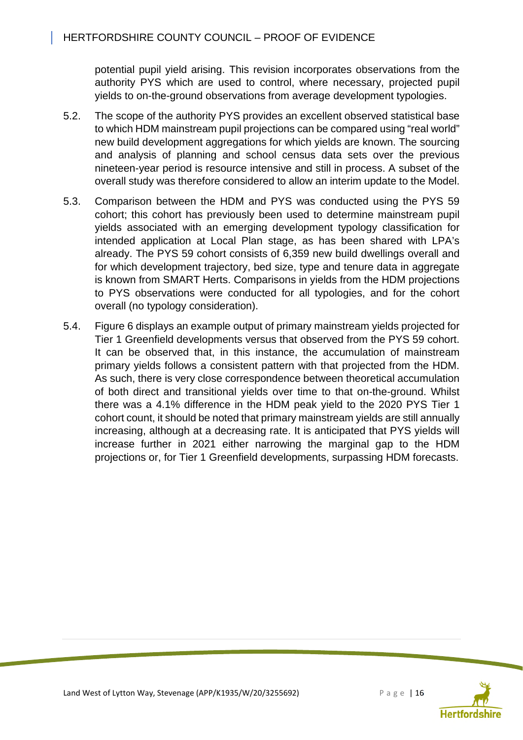potential pupil yield arising. This revision incorporates observations from the authority PYS which are used to control, where necessary, projected pupil yields to on-the-ground observations from average development typologies.

5.2. The scope of the authority PYS provides an excellent observed statistical base to which HDM mainstream pupil projections can be compared using "real world" new build development aggregations for which yields are known. The sourcing and analysis of planning and school census data sets over the previous nineteen-year period is resource intensive and still in process. A subset of the overall study was therefore considered to allow an interim update to the Model.

5.3. Comparison between the HDM and PYS was conducted using the PYS 59 cohort; this cohort has previously been used to determine mainstream pupil yields associated with an emerging development typology classification for intended application at Local Plan stage, as has been shared with LPA's already. The PYS 59 cohort consists of 6,359 new build dwellings overall and for which development trajectory, bed size, type and tenure data in aggregate is known from SMART Herts. Comparisons in yields from the HDM projections to PYS observations were conducted for all typologies, and for the cohort overall (no typology consideration).

5.4. Figure 6 displays an example output of primary mainstream yields projected for Tier 1 Greenfield developments versus that observed from the PYS 59 cohort. It can be observed that, in this instance, the accumulation of mainstream primary yields follows a consistent pattern with that projected from the HDM. As such, there is very close correspondence between theoretical accumulation of both direct and transitional yields over time to that on-the-ground. Whilst there was a 4.1% difference in the HDM peak yield to the 2020 PYS Tier 1 cohort count, it should be noted that primary mainstream yields are still annually increasing, although at a decreasing rate. It is anticipated that PYS yields will increase further in 2021 either narrowing the marginal gap to the HDM projections or, for Tier 1 Greenfield developments, surpassing HDM forecasts.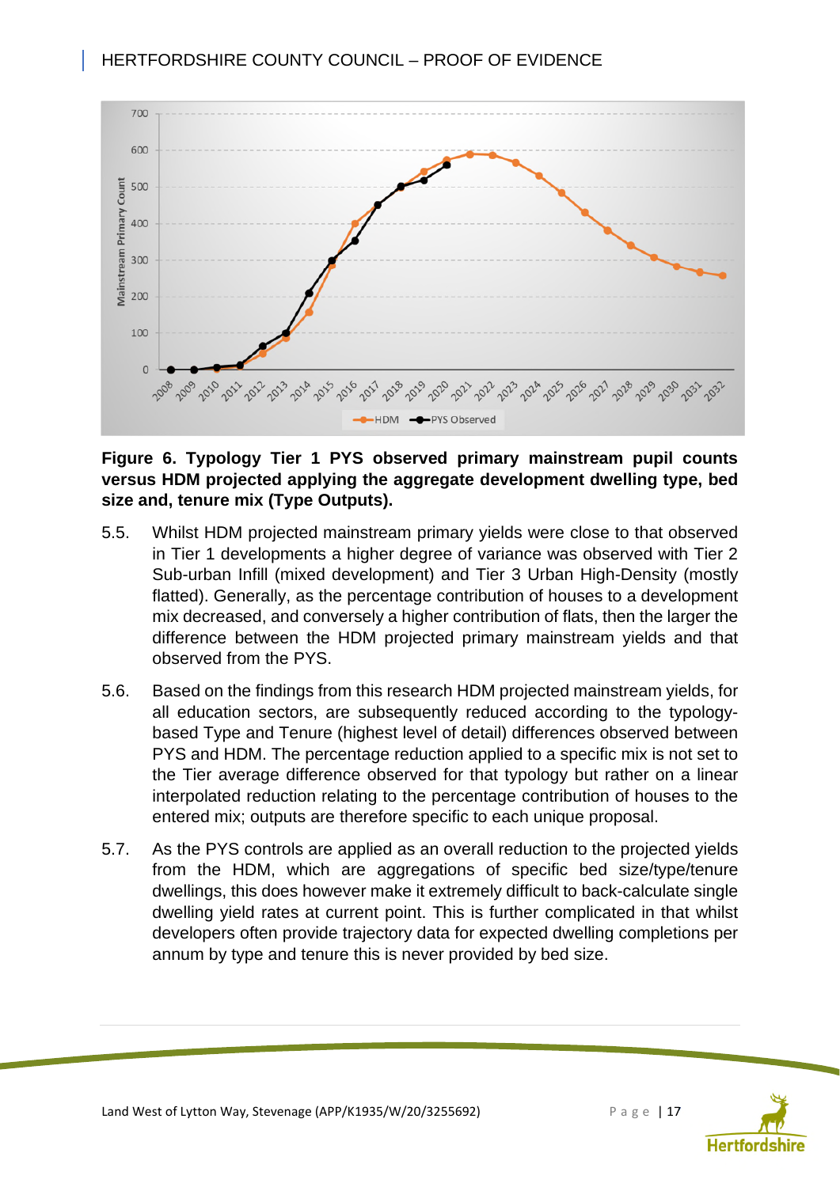**Figure 6. Typology Tier 1 PYS observed primary mainstream pupil counts versus HDM projected applying the aggregate development dwelling type, bed size and, tenure mix (Type Outputs).**

5.5. Whilst HDM projected mainstream primary yields were close to that observed in Tier 1 developments a higher degree of variance was observed with Tier 2 Sub-urban Infill (mixed development) and Tier 3 Urban High-Density (mostly flatted). Generally, as the percentage contribution of houses to a development mix decreased, and conversely a higher contribution of flats, then the larger the difference between the HDM projected primary mainstream yields and that observed from the PYS.

5.6. Based on the findings from this research HDM projected mainstream yields, for all education sectors, are subsequently reduced according to the typology-based Type and Tenure (highest level of detail) differences observed between PYS and HDM. The percentage reduction applied to a specific mix is not set to the Tier average difference observed for that typology but rather on a linear interpolated reduction relating to the percentage contribution of houses to the entered mix; outputs are therefore specific to each unique proposal.

5.7. As the PYS controls are applied as an overall reduction to the projected yields from the HDM, which are aggregations of specific bed size/type/tenure dwellings, this does however make it extremely difficult to back-calculate single dwelling yield rates at current point. This is further complicated in that whilst developers often provide trajectory data for expected dwelling completions per annum by type and tenure this is never provided by bed size.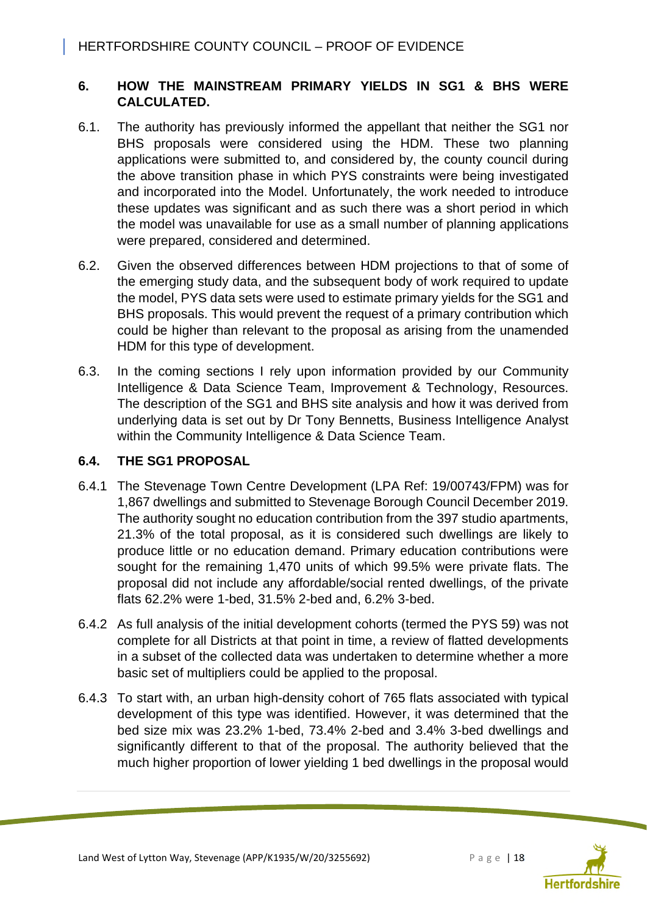## 6. HOW THE MAINSTREAM PRIMARY YIELDS IN SG1 & BHS WERE CALCULATED.

6.1. The authority has previously informed the appellant that neither the SG1 nor BHS proposals were considered using the HDM. These two planning applications were submitted to, and considered by, the county council during the above transition phase in which PYS constraints were being investigated and incorporated into the Model. Unfortunately, the work needed to introduce these updates was significant and as such there was a short period in which the model was unavailable for use as a small number of planning applications were prepared, considered and determined.

6.2. Given the observed differences between HDM projections to that of some of the emerging study data, and the subsequent body of work required to update the model, PYS data sets were used to estimate primary yields for the SG1 and BHS proposals. This would prevent the request of a primary contribution which could be higher than relevant to the proposal as arising from the unamended HDM for this type of development.

6.3. In the coming sections I rely upon information provided by our Community Intelligence & Data Science Team, Improvement & Technology, Resources. The description of the SG1 and BHS site analysis and how it was derived from underlying data is set out by Dr Tony Bennetts, Business Intelligence Analyst within the Community Intelligence & Data Science Team.

### 6.4. THE SG1 PROPOSAL

6.4.1 The Stevenage Town Centre Development (LPA Ref: 19/00743/FPM) was for 1,867 dwellings and submitted to Stevenage Borough Council December 2019. The authority sought no education contribution from the 397 studio apartments, 21.3% of the total proposal, as it is considered such dwellings are likely to produce little or no education demand. Primary education contributions were sought for the remaining 1,470 units of which 99.5% were private flats. The proposal did not include any affordable/social rented dwellings, of the private flats 62.2% were 1-bed, 31.5% 2-bed and, 6.2% 3-bed.

6.4.2 As full analysis of the initial development cohorts (termed the PYS 59) was not complete for all Districts at that point in time, a review of flatted developments in a subset of the collected data was undertaken to determine whether a more basic set of multipliers could be applied to the proposal.

6.4.3 To start with, an urban high-density cohort of 765 flats associated with typical development of this type was identified. However, it was determined that the bed size mix was 23.2% 1-bed, 73.4% 2-bed and 3.4% 3-bed dwellings and significantly different to that of the proposal. The authority believed that the much higher proportion of lower yielding 1 bed dwellings in the proposal would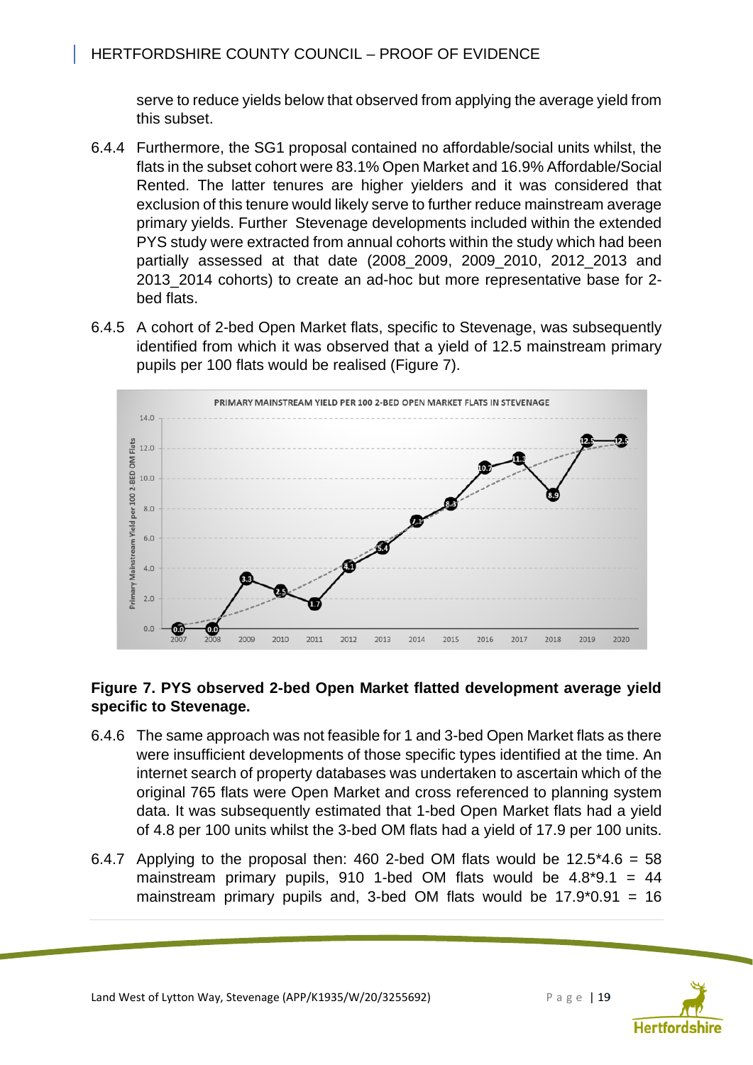serve to reduce yields below that observed from applying the average yield from this subset.

6.4.4 Furthermore, the SG1 proposal contained no affordable/social units whilst, the flats in the subset cohort were 83.1% Open Market and 16.9% Affordable/Social Rented. The latter tenures are higher yielders and it was considered that exclusion of this tenure would likely serve to further reduce mainstream average primary yields. Further Stevenage developments included within the extended PYS study were extracted from annual cohorts within the study which had been partially assessed at that date (2008_2009, 2009_2010, 2012_2013 and 2013_2014 cohorts) to create an ad-hoc but more representative base for 2-bed flats.

6.4.5 A cohort of 2-bed Open Market flats, specific to Stevenage, was subsequently identified from which it was observed that a yield of 12.5 mainstream primary pupils per 100 flats would be realised (Figure 7).

**Figure 7. PYS observed 2-bed Open Market flatted development average yield specific to Stevenage.**

6.4.6 The same approach was not feasible for 1 and 3-bed Open Market flats as there were insufficient developments of those specific types identified at the time. An internet search of property databases was undertaken to ascertain which of the original 765 flats were Open Market and cross referenced to planning system data. It was subsequently estimated that 1-bed Open Market flats had a yield of 4.8 per 100 units whilst the 3-bed OM flats had a yield of 17.9 per 100 units.

6.4.7 Applying to the proposal then: 460 2-bed OM flats would be 12.5*4.6 = 58 mainstream primary pupils, 910 1-bed OM flats would be 4.8*9.1 = 44 mainstream primary pupils and, 3-bed OM flats would be 17.9*0.91 = 16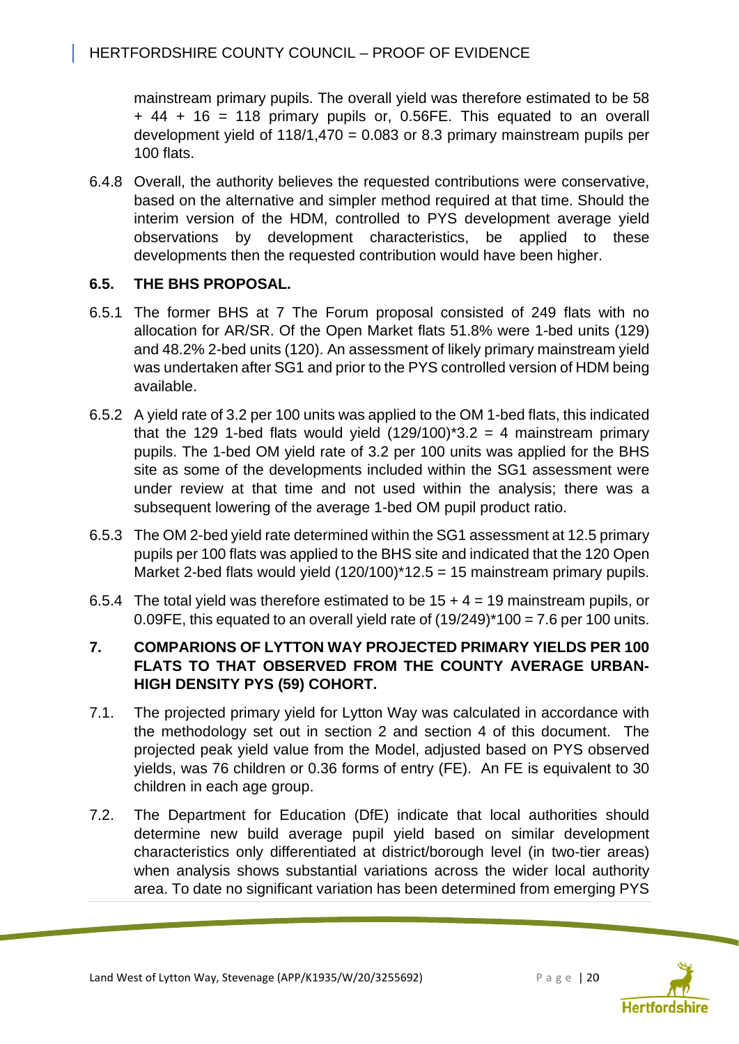mainstream primary pupils. The overall yield was therefore estimated to be 58 + 44 + 16 = 118 primary pupils or, 0.56FE. This equated to an overall development yield of 118/1,470 = 0.083 or 8.3 primary mainstream pupils per 100 flats.

6.4.8 Overall, the authority believes the requested contributions were conservative, based on the alternative and simpler method required at that time. Should the interim version of the HDM, controlled to PYS development average yield observations by development characteristics, be applied to these developments then the requested contribution would have been higher.

### 6.5. THE BHS PROPOSAL.

6.5.1 The former BHS at 7 The Forum proposal consisted of 249 flats with no allocation for AR/SR. Of the Open Market flats 51.8% were 1-bed units (129) and 48.2% 2-bed units (120). An assessment of likely primary mainstream yield was undertaken after SG1 and prior to the PYS controlled version of HDM being available.

6.5.2 A yield rate of 3.2 per 100 units was applied to the OM 1-bed flats, this indicated that the 129 1-bed flats would yield (129/100)*3.2 = 4 mainstream primary pupils. The 1-bed OM yield rate of 3.2 per 100 units was applied for the BHS site as some of the developments included within the SG1 assessment were under review at that time and not used within the analysis; there was a subsequent lowering of the average 1-bed OM pupil product ratio.

6.5.3 The OM 2-bed yield rate determined within the SG1 assessment at 12.5 primary pupils per 100 flats was applied to the BHS site and indicated that the 120 Open Market 2-bed flats would yield (120/100)*12.5 = 15 mainstream primary pupils.

6.5.4 The total yield was therefore estimated to be 15 + 4 = 19 mainstream pupils, or 0.09FE, this equated to an overall yield rate of (19/249)*100 = 7.6 per 100 units.

## 7. COMPARIONS OF LYTTON WAY PROJECTED PRIMARY YIELDS PER 100 FLATS TO THAT OBSERVED FROM THE COUNTY AVERAGE URBAN-HIGH DENSITY PYS (59) COHORT.

7.1. The projected primary yield for Lytton Way was calculated in accordance with the methodology set out in section 2 and section 4 of this document. The projected peak yield value from the Model, adjusted based on PYS observed yields, was 76 children or 0.36 forms of entry (FE). An FE is equivalent to 30 children in each age group.

7.2. The Department for Education (DfE) indicate that local authorities should determine new build average pupil yield based on similar development characteristics only differentiated at district/borough level (in two-tier areas) when analysis shows substantial variations across the wider local authority area. To date no significant variation has been determined from emerging PYS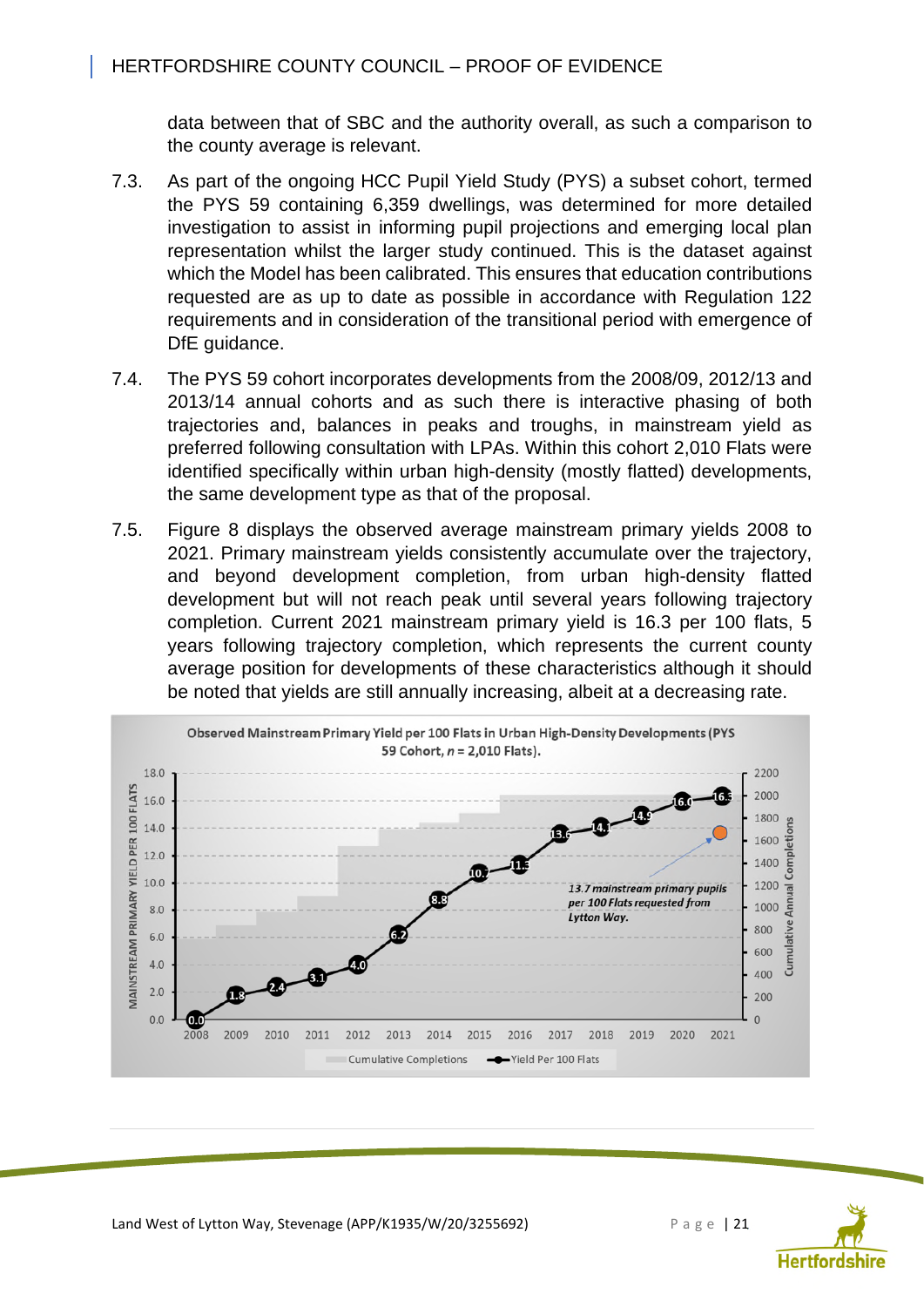data between that of SBC and the authority overall, as such a comparison to the county average is relevant.

7.3. As part of the ongoing HCC Pupil Yield Study (PYS) a subset cohort, termed the PYS 59 containing 6,359 dwellings, was determined for more detailed investigation to assist in informing pupil projections and emerging local plan representation whilst the larger study continued. This is the dataset against which the Model has been calibrated. This ensures that education contributions requested are as up to date as possible in accordance with Regulation 122 requirements and in consideration of the transitional period with emergence of DfE guidance.

7.4. The PYS 59 cohort incorporates developments from the 2008/09, 2012/13 and 2013/14 annual cohorts and as such there is interactive phasing of both trajectories and, balances in peaks and troughs, in mainstream yield as preferred following consultation with LPAs. Within this cohort 2,010 Flats were identified specifically within urban high-density (mostly flatted) developments, the same development type as that of the proposal.

7.5. Figure 8 displays the observed average mainstream primary yields 2008 to 2021. Primary mainstream yields consistently accumulate over the trajectory, and beyond development completion, from urban high-density flatted development but will not reach peak until several years following trajectory completion. Current 2021 mainstream primary yield is 16.3 per 100 flats, 5 years following trajectory completion, which represents the current county average position for developments of these characteristics although it should be noted that yields are still annually increasing, albeit at a decreasing rate.

**Observed Mainstream Primary Yield per 100 Flats in Urban High-Density Developments (PYS 59 Cohort, n = 2,010 Flats).**

| Year | Yield Per 100 Flats |
|---|---|
| 2008 | 0.0 |
| 2009 | 1.8 |
| 2010 | 2.4 |
| 2011 | 3.1 |
| 2012 | 4.0 |
| 2013 | 6.2 |
| 2014 | 8.8 |
| 2015 | 10.7 |
| 2016 | 11.3 |
| 2017 | 13.6 |
| 2018 | 14.1 |
| 2019 | 14.9 |
| 2020 | 16.0 |
| 2021 | 16.3 |

*13.7 mainstream primary pupils per 100 Flats requested from Lytton Way.*

Legend: Cumulative Completions; Yield Per 100 Flats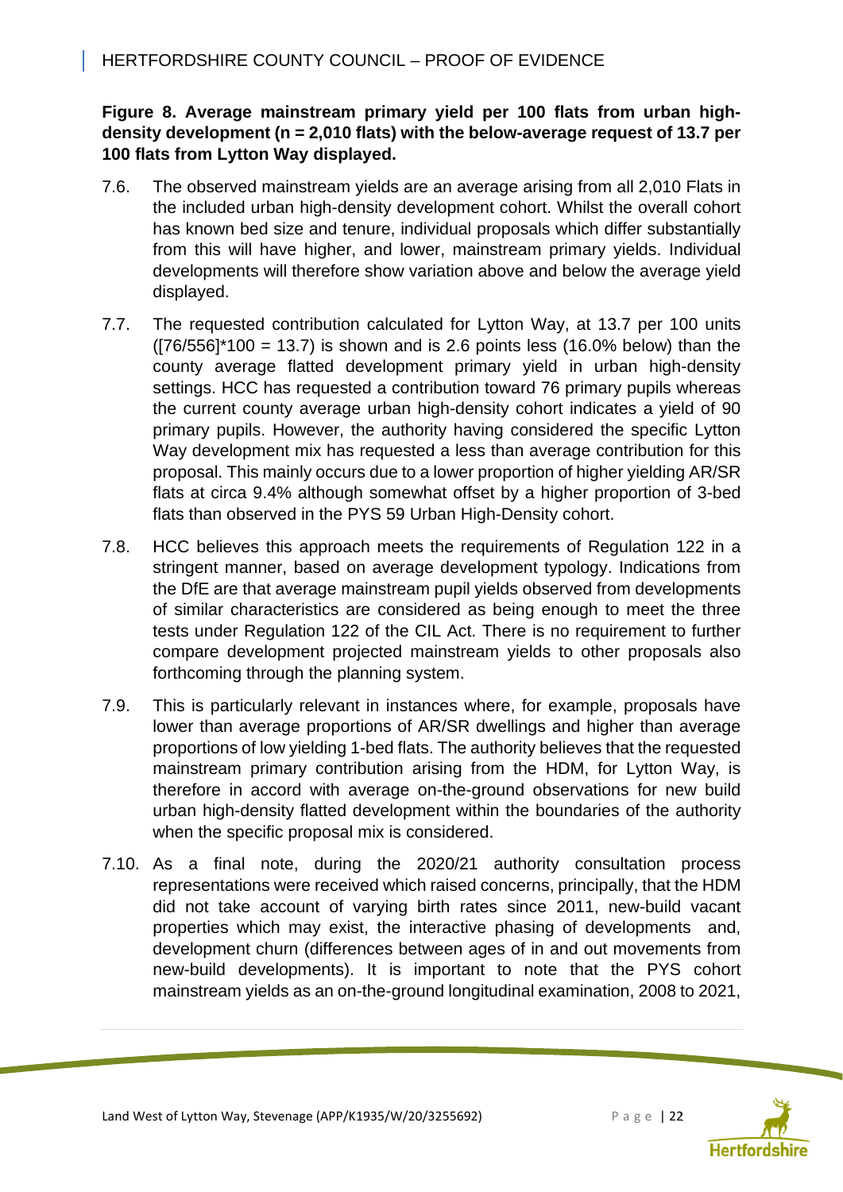**Figure 8. Average mainstream primary yield per 100 flats from urban high-density development (n = 2,010 flats) with the below-average request of 13.7 per 100 flats from Lytton Way displayed.**

7.6. The observed mainstream yields are an average arising from all 2,010 Flats in the included urban high-density development cohort. Whilst the overall cohort has known bed size and tenure, individual proposals which differ substantially from this will have higher, and lower, mainstream primary yields. Individual developments will therefore show variation above and below the average yield displayed.

7.7. The requested contribution calculated for Lytton Way, at 13.7 per 100 units ($[76/556]*100 = 13.7$) is shown and is 2.6 points less (16.0% below) than the county average flatted development primary yield in urban high-density settings. HCC has requested a contribution toward 76 primary pupils whereas the current county average urban high-density cohort indicates a yield of 90 primary pupils. However, the authority having considered the specific Lytton Way development mix has requested a less than average contribution for this proposal. This mainly occurs due to a lower proportion of higher yielding AR/SR flats at circa 9.4% although somewhat offset by a higher proportion of 3-bed flats than observed in the PYS 59 Urban High-Density cohort.

7.8. HCC believes this approach meets the requirements of Regulation 122 in a stringent manner, based on average development typology. Indications from the DfE are that average mainstream pupil yields observed from developments of similar characteristics are considered as being enough to meet the three tests under Regulation 122 of the CIL Act. There is no requirement to further compare development projected mainstream yields to other proposals also forthcoming through the planning system.

7.9. This is particularly relevant in instances where, for example, proposals have lower than average proportions of AR/SR dwellings and higher than average proportions of low yielding 1-bed flats. The authority believes that the requested mainstream primary contribution arising from the HDM, for Lytton Way, is therefore in accord with average on-the-ground observations for new build urban high-density flatted development within the boundaries of the authority when the specific proposal mix is considered.

7.10. As a final note, during the 2020/21 authority consultation process representations were received which raised concerns, principally, that the HDM did not take account of varying birth rates since 2011, new-build vacant properties which may exist, the interactive phasing of developments and, development churn (differences between ages of in and out movements from new-build developments). It is important to note that the PYS cohort mainstream yields as an on-the-ground longitudinal examination, 2008 to 2021,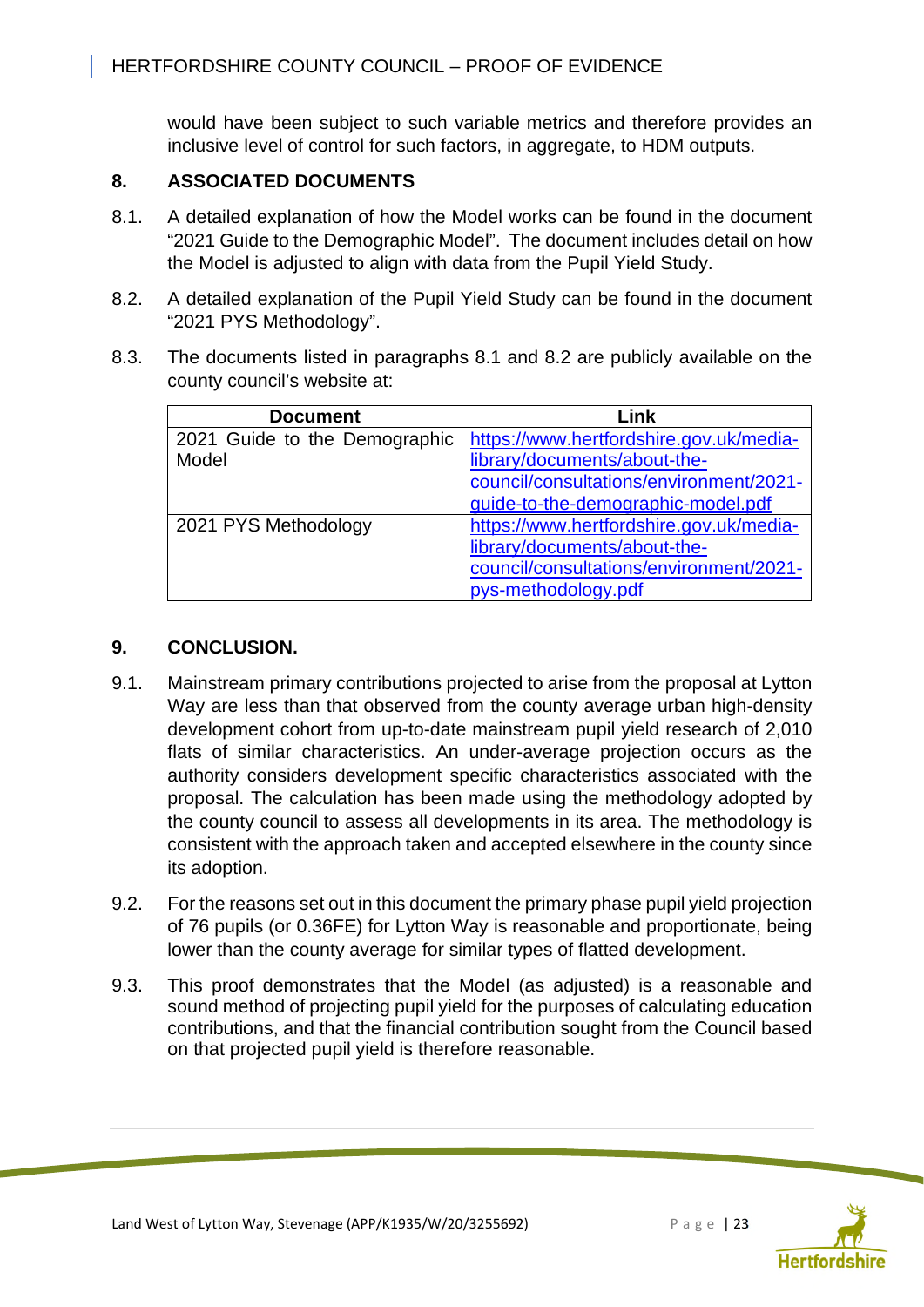would have been subject to such variable metrics and therefore provides an inclusive level of control for such factors, in aggregate, to HDM outputs.

## 8. ASSOCIATED DOCUMENTS

8.1. A detailed explanation of how the Model works can be found in the document "2021 Guide to the Demographic Model". The document includes detail on how the Model is adjusted to align with data from the Pupil Yield Study.

8.2. A detailed explanation of the Pupil Yield Study can be found in the document "2021 PYS Methodology".

8.3. The documents listed in paragraphs 8.1 and 8.2 are publicly available on the county council's website at:

| Document | Link |
|---|---|
| 2021 Guide to the Demographic Model | https://www.hertfordshire.gov.uk/media-library/documents/about-the-council/consultations/environment/2021-guide-to-the-demographic-model.pdf |
| 2021 PYS Methodology | https://www.hertfordshire.gov.uk/media-library/documents/about-the-council/consultations/environment/2021-pys-methodology.pdf |

## 9. CONCLUSION.

9.1. Mainstream primary contributions projected to arise from the proposal at Lytton Way are less than that observed from the county average urban high-density development cohort from up-to-date mainstream pupil yield research of 2,010 flats of similar characteristics. An under-average projection occurs as the authority considers development specific characteristics associated with the proposal. The calculation has been made using the methodology adopted by the county council to assess all developments in its area. The methodology is consistent with the approach taken and accepted elsewhere in the county since its adoption.

9.2. For the reasons set out in this document the primary phase pupil yield projection of 76 pupils (or 0.36FE) for Lytton Way is reasonable and proportionate, being lower than the county average for similar types of flatted development.

9.3. This proof demonstrates that the Model (as adjusted) is a reasonable and sound method of projecting pupil yield for the purposes of calculating education contributions, and that the financial contribution sought from the Council based on that projected pupil yield is therefore reasonable.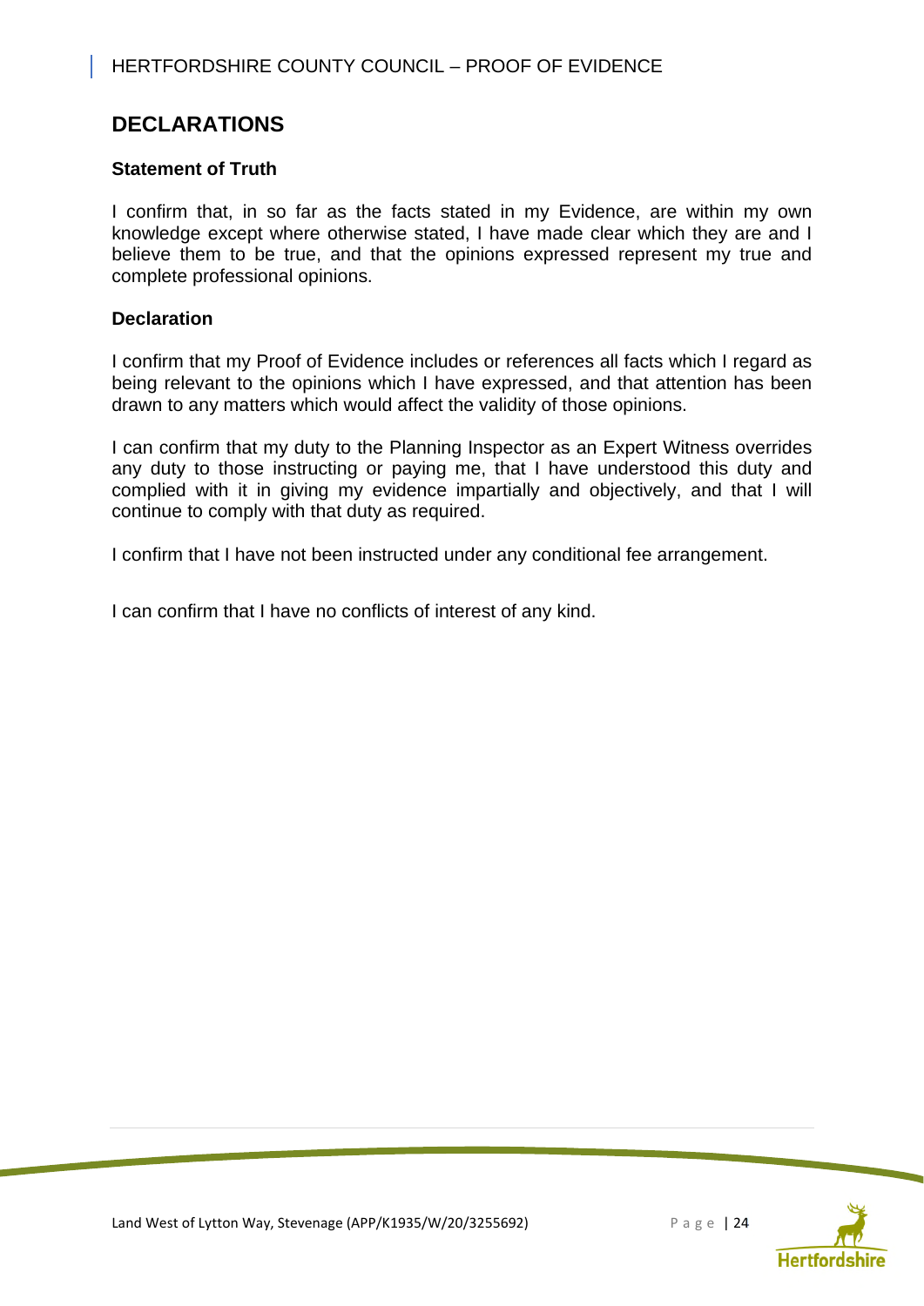## DECLARATIONS

### Statement of Truth

I confirm that, in so far as the facts stated in my Evidence, are within my own knowledge except where otherwise stated, I have made clear which they are and I believe them to be true, and that the opinions expressed represent my true and complete professional opinions.

### Declaration

I confirm that my Proof of Evidence includes or references all facts which I regard as being relevant to the opinions which I have expressed, and that attention has been drawn to any matters which would affect the validity of those opinions.

I can confirm that my duty to the Planning Inspector as an Expert Witness overrides any duty to those instructing or paying me, that I have understood this duty and complied with it in giving my evidence impartially and objectively, and that I will continue to comply with that duty as required.

I confirm that I have not been instructed under any conditional fee arrangement.

I can confirm that I have no conflicts of interest of any kind.